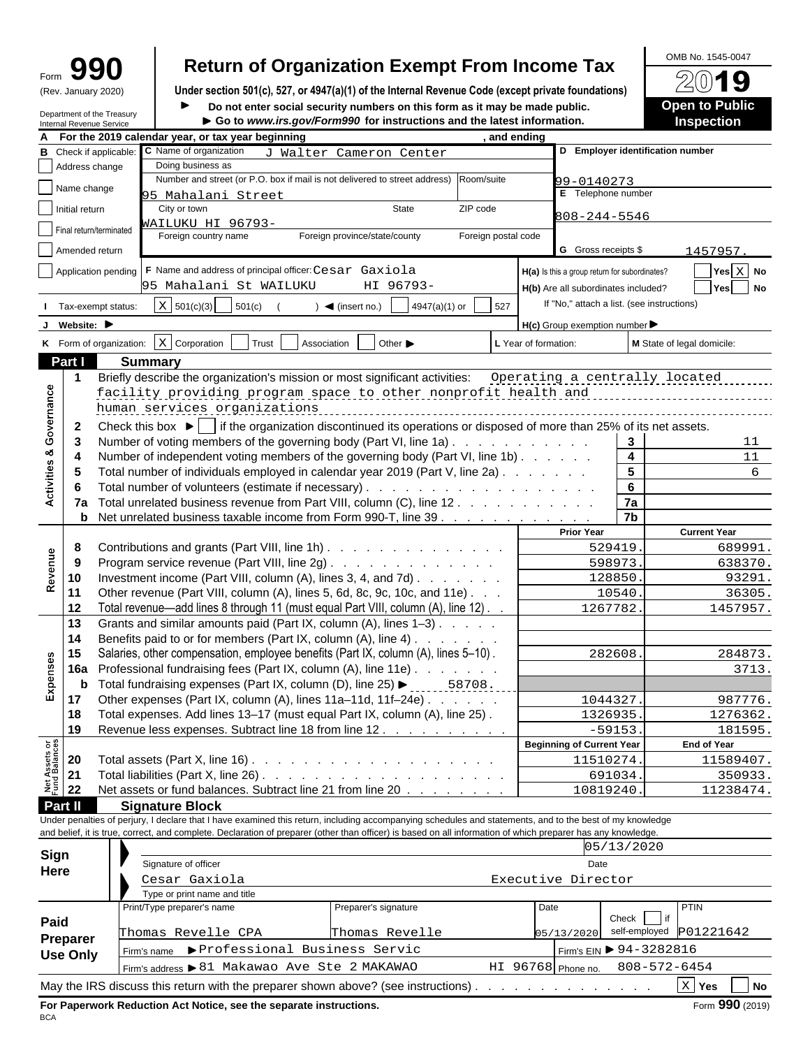# Form 990 — Return of Organization Exempt From Income Tax

(Rev. January 2020)

Department of the Treasury
Internal Revenue Service

**Under section 501(c), 527, or 4947(a)(1) of the Internal Revenue Code (except private foundations)**

► Do not enter social security numbers on this form as it may be made public.

► Go to *www.irs.gov/Form990* for instructions and the latest information.

OMB No. 1545-0047

**2019**

**Open to Public Inspection**

**A** For the 2019 calendar year, or tax year beginning , and ending

**B** Check if applicable:
- Address change
- Name change
- Initial return
- Final return/terminated
- Amended return
- Application pending

**C** Name of organization: J Walter Cameron Center

Doing business as

Number and street (or P.O. box if mail is not delivered to street address) Room/suite: 95 Mahalani Street

City or town, State, ZIP code: WAILUKU HI 96793-

Foreign country name / Foreign province/state/county / Foreign postal code

**D** Employer identification number: 99-0140273

**E** Telephone number: 808-244-5546

**G** Gross receipts $ 1457957.

**F** Name and address of principal officer: Cesar Gaxiola, 95 Mahalani St WAILUKU HI 96793-

**H(a)** Is this a group return for subordinates? Yes [ ] No [X]

**H(b)** Are all subordinates included? Yes [ ] No [ ]
If "No," attach a list. (see instructions)

**I** Tax-exempt status: [X] 501(c)(3) [ ] 501(c) ( ) ◄ (insert no.) [ ] 4947(a)(1) or [ ] 527

**J** Website: ►

**H(c)** Group exemption number ►

**K** Form of organization: [X] Corporation [ ] Trust [ ] Association [ ] Other ►

**L** Year of formation:

**M** State of legal domicile:

## Part I Summary

### Activities & Governance

1 Briefly describe the organization's mission or most significant activities: Operating a centrally located facility providing program space to other nonprofit health and human services organizations

2 Check this box ► [ ] if the organization discontinued its operations or disposed of more than 25% of its net assets.

| Line | Description | No. | Value |
|---|---|---|---|
| 3 | Number of voting members of the governing body (Part VI, line 1a) | 3 | 11 |
| 4 | Number of independent voting members of the governing body (Part VI, line 1b) | 4 | 11 |
| 5 | Total number of individuals employed in calendar year 2019 (Part V, line 2a) | 5 | 6 |
| 6 | Total number of volunteers (estimate if necessary) | 6 | |
| 7a | Total unrelated business revenue from Part VIII, column (C), line 12 | 7a | |
| b | Net unrelated business taxable income from Form 990-T, line 39 | 7b | |

### Revenue and Expenses

| Line | Description | Prior Year | Current Year |
|---|---|---|---|
| 8 | Contributions and grants (Part VIII, line 1h) | 529419. | 689991. |
| 9 | Program service revenue (Part VIII, line 2g) | 598973. | 638370. |
| 10 | Investment income (Part VIII, column (A), lines 3, 4, and 7d) | 128850. | 93291. |
| 11 | Other revenue (Part VIII, column (A), lines 5, 6d, 8c, 9c, 10c, and 11e) | 10540. | 36305. |
| 12 | Total revenue—add lines 8 through 11 (must equal Part VIII, column (A), line 12) | 1267782. | 1457957. |
| 13 | Grants and similar amounts paid (Part IX, column (A), lines 1–3) | | |
| 14 | Benefits paid to or for members (Part IX, column (A), line 4) | | |
| 15 | Salaries, other compensation, employee benefits (Part IX, column (A), lines 5–10) | 282608. | 284873. |
| 16a | Professional fundraising fees (Part IX, column (A), line 11e) | | 3713. |
| b | Total fundraising expenses (Part IX, column (D), line 25) ► 58708. | | |
| 17 | Other expenses (Part IX, column (A), lines 11a–11d, 11f–24e) | 1044327. | 987776. |
| 18 | Total expenses. Add lines 13–17 (must equal Part IX, column (A), line 25) | 1326935. | 1276362. |
| 19 | Revenue less expenses. Subtract line 18 from line 12 | -59153. | 181595. |

### Net Assets or Fund Balances

| Line | Description | Beginning of Current Year | End of Year |
|---|---|---|---|
| 20 | Total assets (Part X, line 16) | 11510274. | 11589407. |
| 21 | Total liabilities (Part X, line 26) | 691034. | 350933. |
| 22 | Net assets or fund balances. Subtract line 21 from line 20 | 10819240. | 11238474. |

## Part II Signature Block

Under penalties of perjury, I declare that I have examined this return, including accompanying schedules and statements, and to the best of my knowledge and belief, it is true, correct, and complete. Declaration of preparer (other than officer) is based on all information of which preparer has any knowledge.

**Sign Here**

Signature of officer — Date: 05/13/2020

Cesar Gaxiola, Executive Director
Type or print name and title

**Paid Preparer Use Only**

| Print/Type preparer's name | Preparer's signature | Date | Check [ ] if self-employed | PTIN |
|---|---|---|---|---|
| Thomas Revelle CPA | Thomas Revelle | 05/13/2020 | | P01221642 |

Firm's name ► Professional Business Servic — Firm's EIN ► 94-3282816

Firm's address ► 81 Makawao Ave Ste 2 MAKAWAO HI 96768 — Phone no. 808-572-6454

May the IRS discuss this return with the preparer shown above? (see instructions) [X] Yes [ ] No

**For Paperwork Reduction Act Notice, see the separate instructions.** Form **990** (2019)

BCA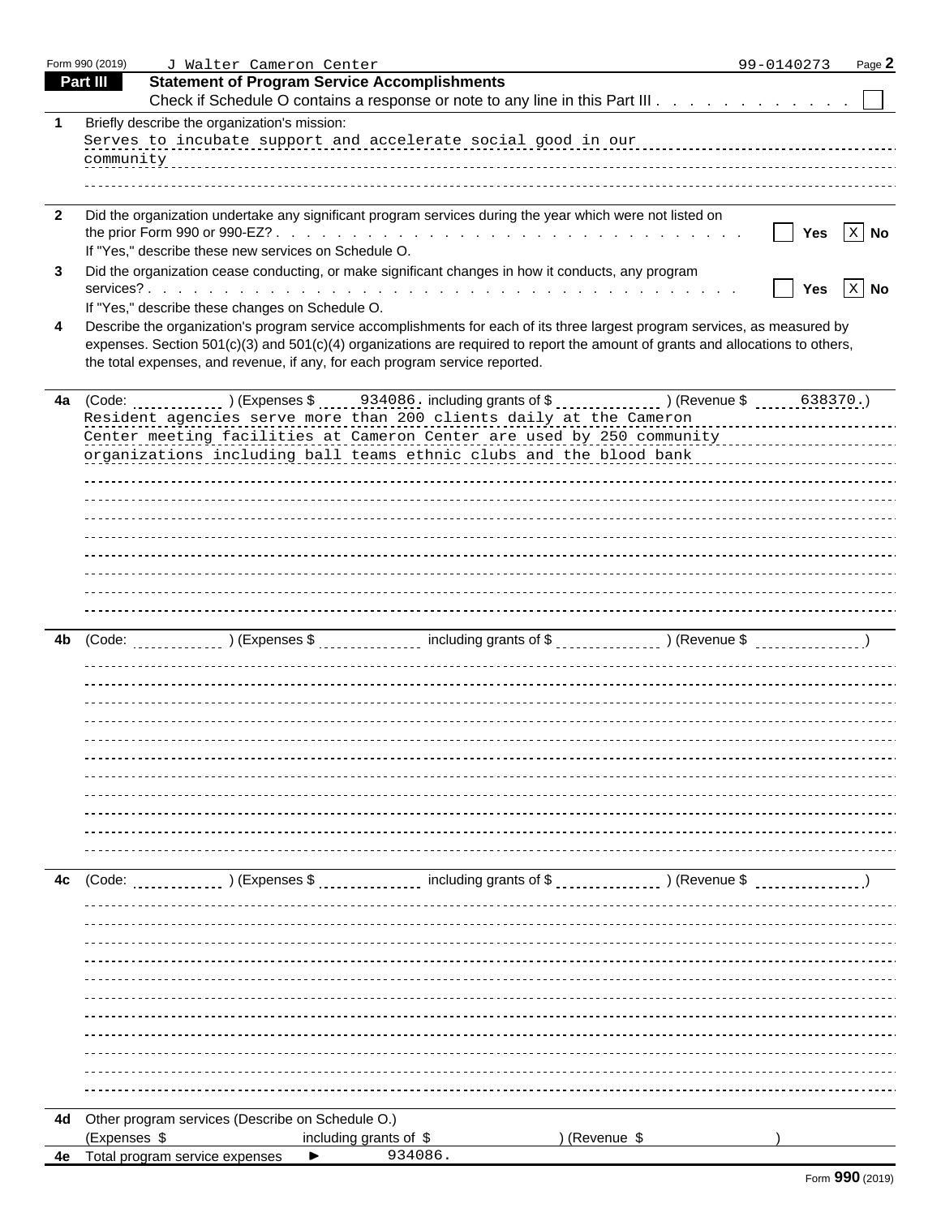Form 990 (2019) J Walter Cameron Center 99-0140273 Page **2**

## Part III Statement of Program Service Accomplishments

Check if Schedule O contains a response or note to any line in this Part III . . . . . . . . . . . . ☐

**1** Briefly describe the organization's mission:

Serves to incubate support and accelerate social good in our community

**2** Did the organization undertake any significant program services during the year which were not listed on the prior Form 990 or 990-EZ? . . . . . . . . . . . . . . . . . . . . . . . . . . . . . . ☐ **Yes** ☒ **No**

If "Yes," describe these new services on Schedule O.

**3** Did the organization cease conducting, or make significant changes in how it conducts, any program services? . . . . . . . . . . . . . . . . . . . . . . . . . . . . . . . . . . . . . . . ☐ **Yes** ☒ **No**

If "Yes," describe these changes on Schedule O.

**4** Describe the organization's program service accomplishments for each of its three largest program services, as measured by expenses. Section 501(c)(3) and 501(c)(4) organizations are required to report the amount of grants and allocations to others, the total expenses, and revenue, if any, for each program service reported.

**4a** (Code: ) (Expenses $ 934086. including grants of $ ) (Revenue $ 638370.)

Resident agencies serve more than 200 clients daily at the Cameron Center meeting facilities at Cameron Center are used by 250 community organizations including ball teams ethnic clubs and the blood bank

**4b** (Code: ) (Expenses $ including grants of $ ) (Revenue $ )

**4c** (Code: ) (Expenses $ including grants of $ ) (Revenue $ )

**4d** Other program services (Describe on Schedule O.)
(Expenses $ including grants of $ ) (Revenue $ )

**4e** Total program service expenses ► 934086.

Form **990** (2019)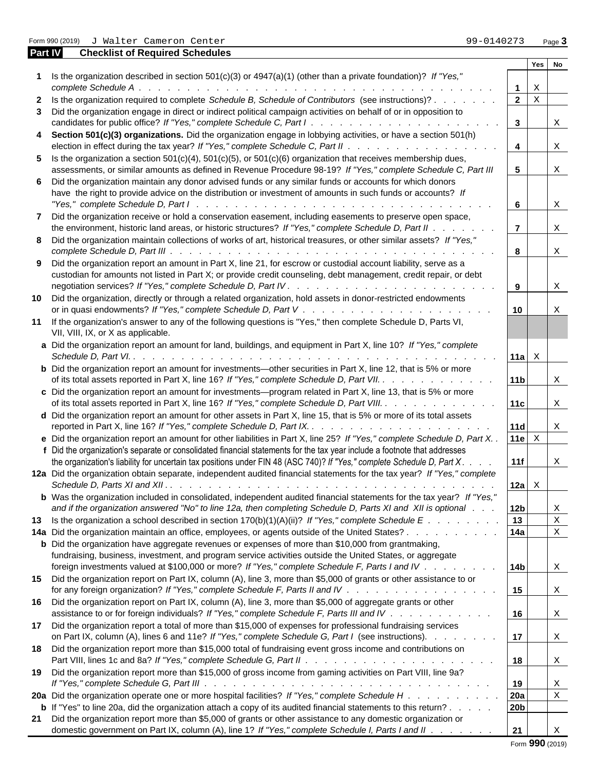Form 990 (2019) J Walter Cameron Center 99-0140273

## Part IV Checklist of Required Schedules

| | | | Yes | No |
|---|---|---|---|---|
| **1** | Is the organization described in section 501(c)(3) or 4947(a)(1) (other than a private foundation)? *If "Yes," complete Schedule A* | **1** | X | |
| **2** | Is the organization required to complete *Schedule B, Schedule of Contributors* (see instructions)? | **2** | X | |
| **3** | Did the organization engage in direct or indirect political campaign activities on behalf of or in opposition to candidates for public office? *If "Yes," complete Schedule C, Part I* | **3** | | X |
| **4** | **Section 501(c)(3) organizations.** Did the organization engage in lobbying activities, or have a section 501(h) election in effect during the tax year? *If "Yes," complete Schedule C, Part II* | **4** | | X |
| **5** | Is the organization a section 501(c)(4), 501(c)(5), or 501(c)(6) organization that receives membership dues, assessments, or similar amounts as defined in Revenue Procedure 98-19? *If "Yes," complete Schedule C, Part III* | **5** | | X |
| **6** | Did the organization maintain any donor advised funds or any similar funds or accounts for which donors have the right to provide advice on the distribution or investment of amounts in such funds or accounts? *If "Yes," complete Schedule D, Part I* | **6** | | X |
| **7** | Did the organization receive or hold a conservation easement, including easements to preserve open space, the environment, historic land areas, or historic structures? *If "Yes," complete Schedule D, Part II* | **7** | | X |
| **8** | Did the organization maintain collections of works of art, historical treasures, or other similar assets? *If "Yes," complete Schedule D, Part III* | **8** | | X |
| **9** | Did the organization report an amount in Part X, line 21, for escrow or custodial account liability, serve as a custodian for amounts not listed in Part X; or provide credit counseling, debt management, credit repair, or debt negotiation services? *If "Yes," complete Schedule D, Part IV* | **9** | | X |
| **10** | Did the organization, directly or through a related organization, hold assets in donor-restricted endowments or in quasi endowments? *If "Yes," complete Schedule D, Part V* | **10** | | X |
| **11** | If the organization's answer to any of the following questions is "Yes," then complete Schedule D, Parts VI, VII, VIII, IX, or X as applicable. | | | |
| **a** | Did the organization report an amount for land, buildings, and equipment in Part X, line 10? *If "Yes," complete Schedule D, Part VI.* | **11a** | X | |
| **b** | Did the organization report an amount for investments—other securities in Part X, line 12, that is 5% or more of its total assets reported in Part X, line 16? *If "Yes," complete Schedule D, Part VII.* | **11b** | | X |
| **c** | Did the organization report an amount for investments—program related in Part X, line 13, that is 5% or more of its total assets reported in Part X, line 16? *If "Yes," complete Schedule D, Part VIII.* | **11c** | | X |
| **d** | Did the organization report an amount for other assets in Part X, line 15, that is 5% or more of its total assets reported in Part X, line 16? *If "Yes," complete Schedule D, Part IX.* | **11d** | | X |
| **e** | Did the organization report an amount for other liabilities in Part X, line 25? *If "Yes," complete Schedule D, Part X.* | **11e** | X | |
| **f** | Did the organization's separate or consolidated financial statements for the tax year include a footnote that addresses the organization's liability for uncertain tax positions under FIN 48 (ASC 740)? *If "Yes," complete Schedule D, Part X* | **11f** | | X |
| **12a** | Did the organization obtain separate, independent audited financial statements for the tax year? *If "Yes," complete Schedule D, Parts XI and XII* | **12a** | X | |
| **b** | Was the organization included in consolidated, independent audited financial statements for the tax year? *If "Yes," and if the organization answered "No" to line 12a, then completing Schedule D, Parts XI and XII is optional* | **12b** | | X |
| **13** | Is the organization a school described in section 170(b)(1)(A)(ii)? *If "Yes," complete Schedule E* | **13** | | X |
| **14a** | Did the organization maintain an office, employees, or agents outside of the United States? | **14a** | | X |
| **b** | Did the organization have aggregate revenues or expenses of more than $10,000 from grantmaking, fundraising, business, investment, and program service activities outside the United States, or aggregate foreign investments valued at $100,000 or more? *If "Yes," complete Schedule F, Parts I and IV* | **14b** | | X |
| **15** | Did the organization report on Part IX, column (A), line 3, more than $5,000 of grants or other assistance to or for any foreign organization? *If "Yes," complete Schedule F, Parts II and IV* | **15** | | X |
| **16** | Did the organization report on Part IX, column (A), line 3, more than $5,000 of aggregate grants or other assistance to or for foreign individuals? *If "Yes," complete Schedule F, Parts III and IV* | **16** | | X |
| **17** | Did the organization report a total of more than $15,000 of expenses for professional fundraising services on Part IX, column (A), lines 6 and 11e? *If "Yes," complete Schedule G, Part I* (see instructions). | **17** | | X |
| **18** | Did the organization report more than $15,000 total of fundraising event gross income and contributions on Part VIII, lines 1c and 8a? *If "Yes," complete Schedule G, Part II* | **18** | | X |
| **19** | Did the organization report more than $15,000 of gross income from gaming activities on Part VIII, line 9a? *If "Yes," complete Schedule G, Part III* | **19** | | X |
| **20a** | Did the organization operate one or more hospital facilities? *If "Yes," complete Schedule H* | **20a** | | X |
| **b** | If "Yes" to line 20a, did the organization attach a copy of its audited financial statements to this return? | **20b** | | |
| **21** | Did the organization report more than $5,000 of grants or other assistance to any domestic organization or domestic government on Part IX, column (A), line 1? *If "Yes," complete Schedule I, Parts I and II* | **21** | | X |

Form **990** (2019)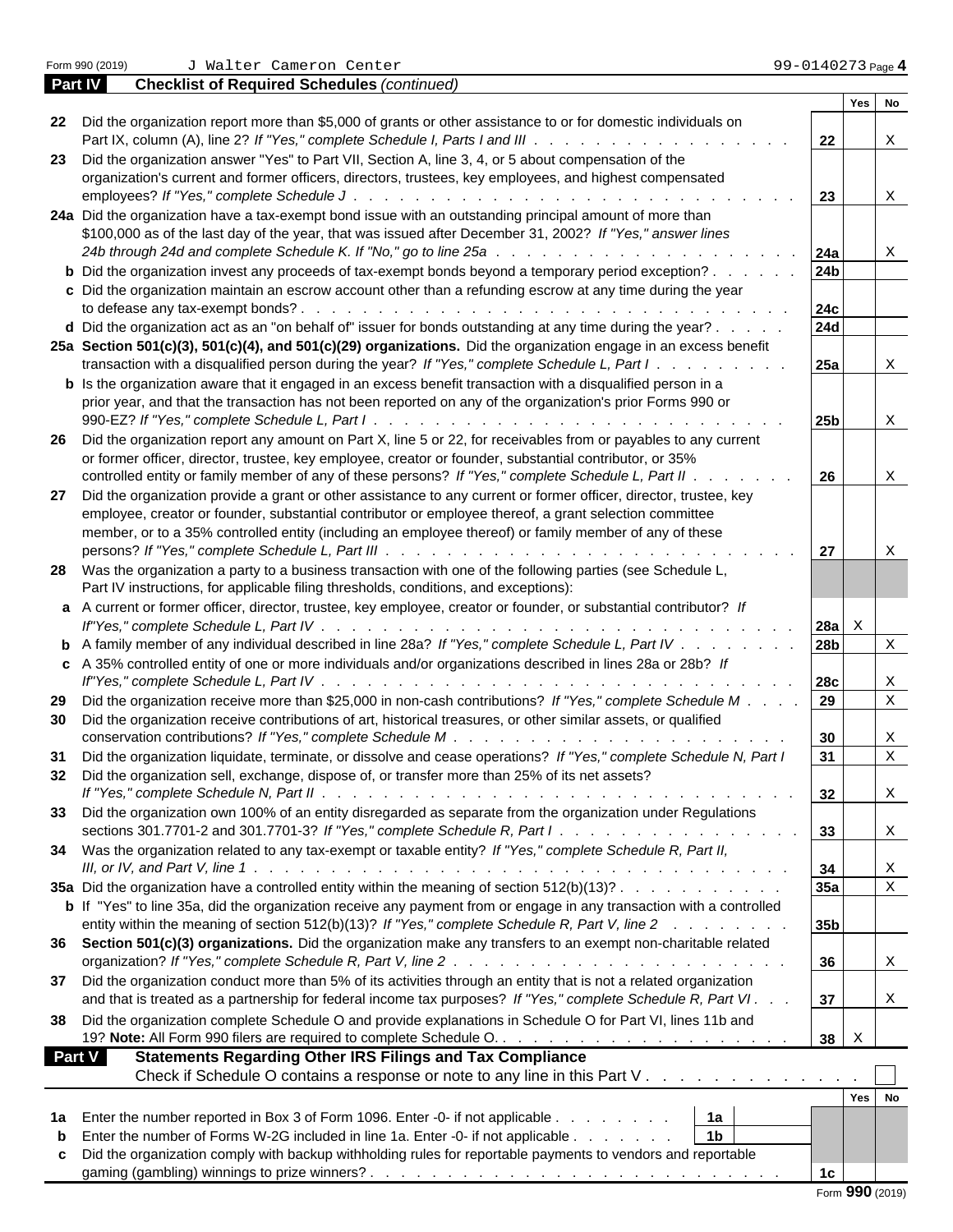Form 990 (2019) J Walter Cameron Center 99-0140273 Page **4**

**Part IV** **Checklist of Required Schedules** *(continued)*

| | | | Yes | No |
|---|---|---|---|---|
| **22** | Did the organization report more than $5,000 of grants or other assistance to or for domestic individuals on Part IX, column (A), line 2? *If "Yes," complete Schedule I, Parts I and III* | **22** | | X |
| **23** | Did the organization answer "Yes" to Part VII, Section A, line 3, 4, or 5 about compensation of the organization's current and former officers, directors, trustees, key employees, and highest compensated employees? *If "Yes," complete Schedule J* | **23** | | X |
| **24a** | Did the organization have a tax-exempt bond issue with an outstanding principal amount of more than $100,000 as of the last day of the year, that was issued after December 31, 2002? *If "Yes," answer lines 24b through 24d and complete Schedule K. If "No," go to line 25a* | **24a** | | X |
| **b** | Did the organization invest any proceeds of tax-exempt bonds beyond a temporary period exception? | **24b** | | |
| **c** | Did the organization maintain an escrow account other than a refunding escrow at any time during the year to defease any tax-exempt bonds? | **24c** | | |
| **d** | Did the organization act as an "on behalf of" issuer for bonds outstanding at any time during the year? | **24d** | | |
| **25a** | **Section 501(c)(3), 501(c)(4), and 501(c)(29) organizations.** Did the organization engage in an excess benefit transaction with a disqualified person during the year? *If "Yes," complete Schedule L, Part I* | **25a** | | X |
| **b** | Is the organization aware that it engaged in an excess benefit transaction with a disqualified person in a prior year, and that the transaction has not been reported on any of the organization's prior Forms 990 or 990-EZ? *If "Yes," complete Schedule L, Part I* | **25b** | | X |
| **26** | Did the organization report any amount on Part X, line 5 or 22, for receivables from or payables to any current or former officer, director, trustee, key employee, creator or founder, substantial contributor, or 35% controlled entity or family member of any of these persons? *If "Yes," complete Schedule L, Part II* | **26** | | X |
| **27** | Did the organization provide a grant or other assistance to any current or former officer, director, trustee, key employee, creator or founder, substantial contributor or employee thereof, a grant selection committee member, or to a 35% controlled entity (including an employee thereof) or family member of any of these persons? *If "Yes," complete Schedule L, Part III* | **27** | | X |
| **28** | Was the organization a party to a business transaction with one of the following parties (see Schedule L, Part IV instructions, for applicable filing thresholds, conditions, and exceptions): | | | |
| **a** | A current or former officer, director, trustee, key employee, creator or founder, or substantial contributor? *If "Yes," complete Schedule L, Part IV* | **28a** | X | |
| **b** | A family member of any individual described in line 28a? *If "Yes," complete Schedule L, Part IV* | **28b** | | X |
| **c** | A 35% controlled entity of one or more individuals and/or organizations described in lines 28a or 28b? *If "Yes," complete Schedule L, Part IV* | **28c** | | X |
| **29** | Did the organization receive more than $25,000 in non-cash contributions? *If "Yes," complete Schedule M* | **29** | | X |
| **30** | Did the organization receive contributions of art, historical treasures, or other similar assets, or qualified conservation contributions? *If "Yes," complete Schedule M* | **30** | | X |
| **31** | Did the organization liquidate, terminate, or dissolve and cease operations? *If "Yes," complete Schedule N, Part I* | **31** | | X |
| **32** | Did the organization sell, exchange, dispose of, or transfer more than 25% of its net assets? *If "Yes," complete Schedule N, Part II* | **32** | | X |
| **33** | Did the organization own 100% of an entity disregarded as separate from the organization under Regulations sections 301.7701-2 and 301.7701-3? *If "Yes," complete Schedule R, Part I* | **33** | | X |
| **34** | Was the organization related to any tax-exempt or taxable entity? *If "Yes," complete Schedule R, Part II, III, or IV, and Part V, line 1* | **34** | | X |
| **35a** | Did the organization have a controlled entity within the meaning of section 512(b)(13)? | **35a** | | X |
| **b** | If "Yes" to line 35a, did the organization receive any payment from or engage in any transaction with a controlled entity within the meaning of section 512(b)(13)? *If "Yes," complete Schedule R, Part V, line 2* | **35b** | | |
| **36** | **Section 501(c)(3) organizations.** Did the organization make any transfers to an exempt non-charitable related organization? *If "Yes," complete Schedule R, Part V, line 2* | **36** | | X |
| **37** | Did the organization conduct more than 5% of its activities through an entity that is not a related organization and that is treated as a partnership for federal income tax purposes? *If "Yes," complete Schedule R, Part VI* | **37** | | X |
| **38** | Did the organization complete Schedule O and provide explanations in Schedule O for Part VI, lines 11b and 19? **Note:** All Form 990 filers are required to complete Schedule O. | **38** | X | |

**Part V** **Statements Regarding Other IRS Filings and Tax Compliance**

Check if Schedule O contains a response or note to any line in this Part V ☐

| | | | | | Yes | No |
|---|---|---|---|---|---|---|
| **1a** | Enter the number reported in Box 3 of Form 1096. Enter -0- if not applicable | **1a** | | | | |
| **b** | Enter the number of Forms W-2G included in line 1a. Enter -0- if not applicable | **1b** | | | | |
| **c** | Did the organization comply with backup withholding rules for reportable payments to vendors and reportable gaming (gambling) winnings to prize winners? | | | **1c** | | |

Form **990** (2019)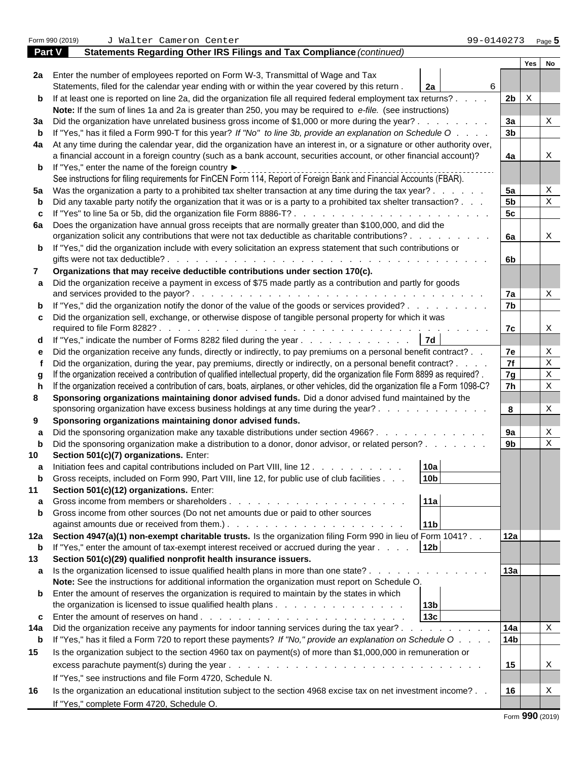Form 990 (2019) J Walter Cameron Center 99-0140273 Page **5**

**Part V Statements Regarding Other IRS Filings and Tax Compliance** *(continued)*

| | | | | Yes | No |
|---|---|---|---|---|---|
| **2a** | Enter the number of employees reported on Form W-3, Transmittal of Wage and Tax Statements, filed for the calendar year ending with or within the year covered by this return . . . **2a** 6 | | | | |
| **b** | If at least one is reported on line 2a, did the organization file all required federal employment tax returns? . . . . | | **2b** | X | |
| | **Note:** If the sum of lines 1a and 2a is greater than 250, you may be required to *e-file.* (see instructions) | | | | |
| **3a** | Did the organization have unrelated business gross income of $1,000 or more during the year? . . . . . . . . | | **3a** | | X |
| **b** | If "Yes," has it filed a Form 990-T for this year? *If "No" to line 3b, provide an explanation on Schedule O* . . . . | | **3b** | | |
| **4a** | At any time during the calendar year, did the organization have an interest in, or a signature or other authority over, a financial account in a foreign country (such as a bank account, securities account, or other financial account)? | | **4a** | | X |
| **b** | If "Yes," enter the name of the foreign country ► | | | | |
| | See instructions for filing requirements for FinCEN Form 114, Report of Foreign Bank and Financial Accounts (FBAR). | | | | |
| **5a** | Was the organization a party to a prohibited tax shelter transaction at any time during the tax year? . . . . . . | | **5a** | | X |
| **b** | Did any taxable party notify the organization that it was or is a party to a prohibited tax shelter transaction? . . . | | **5b** | | X |
| **c** | If "Yes" to line 5a or 5b, did the organization file Form 8886-T? . . . . . . . . . . . . . . . . . . . . | | **5c** | | |
| **6a** | Does the organization have annual gross receipts that are normally greater than $100,000, and did the organization solicit any contributions that were not tax deductible as charitable contributions? . . . . . . . . . | | **6a** | | X |
| **b** | If "Yes," did the organization include with every solicitation an express statement that such contributions or gifts were not tax deductible? . . . . . . . . . . . . . . . . . . . . . . . . . . . . . . . . | | **6b** | | |
| **7** | **Organizations that may receive deductible contributions under section 170(c).** | | | | |
| **a** | Did the organization receive a payment in excess of $75 made partly as a contribution and partly for goods and services provided to the payor? . . . . . . . . . . . . . . . . . . . . . . . . . . . . . . | | **7a** | | X |
| **b** | If "Yes," did the organization notify the donor of the value of the goods or services provided? . . . . . . . . . | | **7b** | | |
| **c** | Did the organization sell, exchange, or otherwise dispose of tangible personal property for which it was required to file Form 8282? . . . . . . . . . . . . . . . . . . . . . . . . . . . . . . . . . . . | | **7c** | | X |
| **d** | If "Yes," indicate the number of Forms 8282 filed during the year . . . . . . . . . . . . . **7d** | | | | |
| **e** | Did the organization receive any funds, directly or indirectly, to pay premiums on a personal benefit contract? . . | | **7e** | | X |
| **f** | Did the organization, during the year, pay premiums, directly or indirectly, on a personal benefit contract? . . . . | | **7f** | | X |
| **g** | If the organization received a contribution of qualified intellectual property, did the organization file Form 8899 as required? . | | **7g** | | X |
| **h** | If the organization received a contribution of cars, boats, airplanes, or other vehicles, did the organization file a Form 1098-C? | | **7h** | | X |
| **8** | **Sponsoring organizations maintaining donor advised funds.** Did a donor advised fund maintained by the sponsoring organization have excess business holdings at any time during the year? . . . . . . . . . . . . . | | **8** | | X |
| **9** | **Sponsoring organizations maintaining donor advised funds.** | | | | |
| **a** | Did the sponsoring organization make any taxable distributions under section 4966? . . . . . . . . . . . . | | **9a** | | X |
| **b** | Did the sponsoring organization make a distribution to a donor, donor advisor, or related person? . . . . . . . | | **9b** | | X |
| **10** | **Section 501(c)(7) organizations.** Enter: | | | | |
| **a** | Initiation fees and capital contributions included on Part VIII, line 12 . . . . . . . . . . . **10a** | | | | |
| **b** | Gross receipts, included on Form 990, Part VIII, line 12, for public use of club facilities . . . **10b** | | | | |
| **11** | **Section 501(c)(12) organizations.** Enter: | | | | |
| **a** | Gross income from members or shareholders . . . . . . . . . . . . . . . . . . . . **11a** | | | | |
| **b** | Gross income from other sources (Do not net amounts due or paid to other sources against amounts due or received from them.) . . . . . . . . . . . . . . . . . . . . **11b** | | | | |
| **12a** | **Section 4947(a)(1) non-exempt charitable trusts.** Is the organization filing Form 990 in lieu of Form 1041? . . | | **12a** | | |
| **b** | If "Yes," enter the amount of tax-exempt interest received or accrued during the year . . . . **12b** | | | | |
| **13** | **Section 501(c)(29) qualified nonprofit health insurance issuers.** | | | | |
| **a** | Is the organization licensed to issue qualified health plans in more than one state? . . . . . . . . . . . . . . | | **13a** | | |
| | **Note:** See the instructions for additional information the organization must report on Schedule O. | | | | |
| **b** | Enter the amount of reserves the organization is required to maintain by the states in which the organization is licensed to issue qualified health plans . . . . . . . . . . . . . . . **13b** | | | | |
| **c** | Enter the amount of reserves on hand . . . . . . . . . . . . . . . . . . . . . . **13c** | | | | |
| **14a** | Did the organization receive any payments for indoor tanning services during the tax year? . . . . . . . . . . | | **14a** | | X |
| **b** | If "Yes," has it filed a Form 720 to report these payments? *If "No," provide an explanation on Schedule O* . . . . | | **14b** | | |
| **15** | Is the organization subject to the section 4960 tax on payment(s) of more than $1,000,000 in remuneration or excess parachute payment(s) during the year . . . . . . . . . . . . . . . . . . . . . . . . . . . | | **15** | | X |
| | If "Yes," see instructions and file Form 4720, Schedule N. | | | | |
| **16** | Is the organization an educational institution subject to the section 4968 excise tax on net investment income? . . | | **16** | | X |
| | If "Yes," complete Form 4720, Schedule O. | | | | |

Form **990** (2019)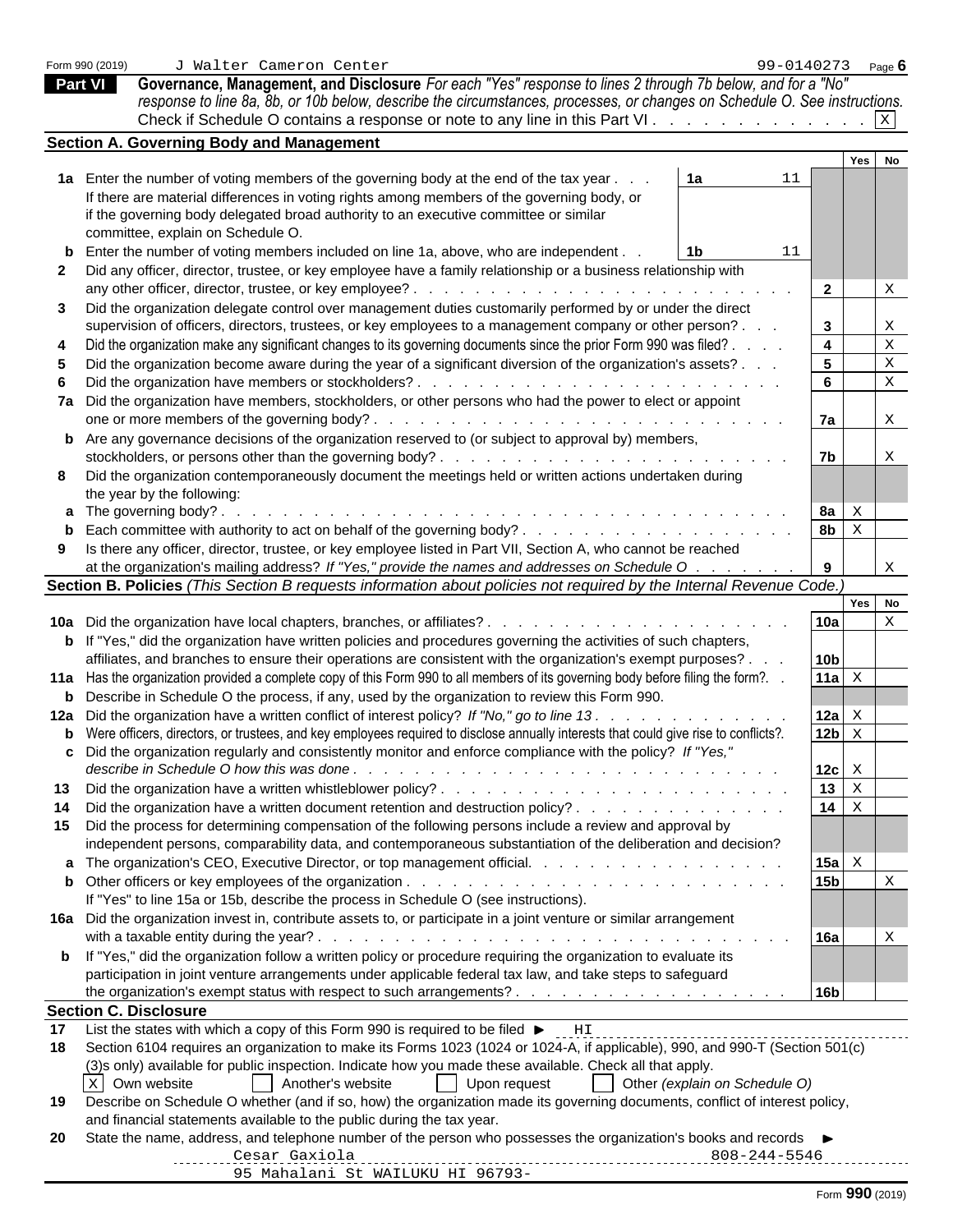Form 990 (2019) J Walter Cameron Center 99-0140273 Page **6**

## Part VI Governance, Management, and Disclosure

*For each "Yes" response to lines 2 through 7b below, and for a "No" response to line 8a, 8b, or 10b below, describe the circumstances, processes, or changes on Schedule O. See instructions.*

Check if Schedule O contains a response or note to any line in this Part VI . . . . . . . . . . . . . [X]

### Section A. Governing Body and Management

| | | | | Yes | No |
|---|---|---|---|---|---|
| **1a** | Enter the number of voting members of the governing body at the end of the tax year . . . If there are material differences in voting rights among members of the governing body, or if the governing body delegated broad authority to an executive committee or similar committee, explain on Schedule O. | **1a** 11 | | | |
| **b** | Enter the number of voting members included on line 1a, above, who are independent . . | **1b** 11 | | | |
| **2** | Did any officer, director, trustee, or key employee have a family relationship or a business relationship with any other officer, director, trustee, or key employee? . . . . . . . . . . . . . . . . . . . . . . . . | | **2** | | X |
| **3** | Did the organization delegate control over management duties customarily performed by or under the direct supervision of officers, directors, trustees, or key employees to a management company or other person? . . . | | **3** | | X |
| **4** | Did the organization make any significant changes to its governing documents since the prior Form 990 was filed? . . . . | | **4** | | X |
| **5** | Did the organization become aware during the year of a significant diversion of the organization's assets? . . . | | **5** | | X |
| **6** | Did the organization have members or stockholders? . . . . . . . . . . . . . . . . . . . . . . . . | | **6** | | X |
| **7a** | Did the organization have members, stockholders, or other persons who had the power to elect or appoint one or more members of the governing body? . . . . . . . . . . . . . . . . . . . . . . . . | | **7a** | | X |
| **b** | Are any governance decisions of the organization reserved to (or subject to approval by) members, stockholders, or persons other than the governing body? . . . . . . . . . . . . . . . . . . . . . . . . | | **7b** | | X |
| **8** | Did the organization contemporaneously document the meetings held or written actions undertaken during the year by the following: | | | | |
| **a** | The governing body? . . . . . . . . . . . . . . . . . . . . . . . . . . . . . . . . . . . | | **8a** | X | |
| **b** | Each committee with authority to act on behalf of the governing body? . . . . . . . . . . . . . . . . . . | | **8b** | X | |
| **9** | Is there any officer, director, trustee, or key employee listed in Part VII, Section A, who cannot be reached at the organization's mailing address? *If "Yes," provide the names and addresses on Schedule O* . . . . . . . | | **9** | | X |

### Section B. Policies *(This Section B requests information about policies not required by the Internal Revenue Code.)*

| | | | Yes | No |
|---|---|---|---|---|
| **10a** | Did the organization have local chapters, branches, or affiliates? . . . . . . . . . . . . . . . . . . . . | **10a** | | X |
| **b** | If "Yes," did the organization have written policies and procedures governing the activities of such chapters, affiliates, and branches to ensure their operations are consistent with the organization's exempt purposes? . . . | **10b** | | |
| **11a** | Has the organization provided a complete copy of this Form 990 to all members of its governing body before filing the form?. . | **11a** | X | |
| **b** | Describe in Schedule O the process, if any, used by the organization to review this Form 990. | | | |
| **12a** | Did the organization have a written conflict of interest policy? *If "No," go to line 13* . . . . . . . . . . . . | **12a** | X | |
| **b** | Were officers, directors, or trustees, and key employees required to disclose annually interests that could give rise to conflicts?. | **12b** | X | |
| **c** | Did the organization regularly and consistently monitor and enforce compliance with the policy? *If "Yes," describe in Schedule O how this was done* . . . . . . . . . . . . . . . . . . . . . . . . . . . | **12c** | X | |
| **13** | Did the organization have a written whistleblower policy? . . . . . . . . . . . . . . . . . . . . . . . | **13** | X | |
| **14** | Did the organization have a written document retention and destruction policy? . . . . . . . . . . . . . . . | **14** | X | |
| **15** | Did the process for determining compensation of the following persons include a review and approval by independent persons, comparability data, and contemporaneous substantiation of the deliberation and decision? | | | |
| **a** | The organization's CEO, Executive Director, or top management official. . . . . . . . . . . . . . . . . | **15a** | X | |
| **b** | Other officers or key employees of the organization . . . . . . . . . . . . . . . . . . . . . . . . . . If "Yes" to line 15a or 15b, describe the process in Schedule O (see instructions). | **15b** | | X |
| **16a** | Did the organization invest in, contribute assets to, or participate in a joint venture or similar arrangement with a taxable entity during the year? . . . . . . . . . . . . . . . . . . . . . . . . . . . . . . . | **16a** | | X |
| **b** | If "Yes," did the organization follow a written policy or procedure requiring the organization to evaluate its participation in joint venture arrangements under applicable federal tax law, and take steps to safeguard the organization's exempt status with respect to such arrangements? . . . . . . . . . . . . . . . . . . | **16b** | | |

### Section C. Disclosure

**17** List the states with which a copy of this Form 990 is required to be filed ► HI

**18** Section 6104 requires an organization to make its Forms 1023 (1024 or 1024-A, if applicable), 990, and 990-T (Section 501(c)(3)s only) available for public inspection. Indicate how you made these available. Check all that apply.

[X] Own website [ ] Another's website [ ] Upon request [ ] Other *(explain on Schedule O)*

**19** Describe on Schedule O whether (and if so, how) the organization made its governing documents, conflict of interest policy, and financial statements available to the public during the tax year.

**20** State the name, address, and telephone number of the person who possesses the organization's books and records ►

Cesar Gaxiola 808-244-5546
95 Mahalani St WAILUKU HI 96793-

Form **990** (2019)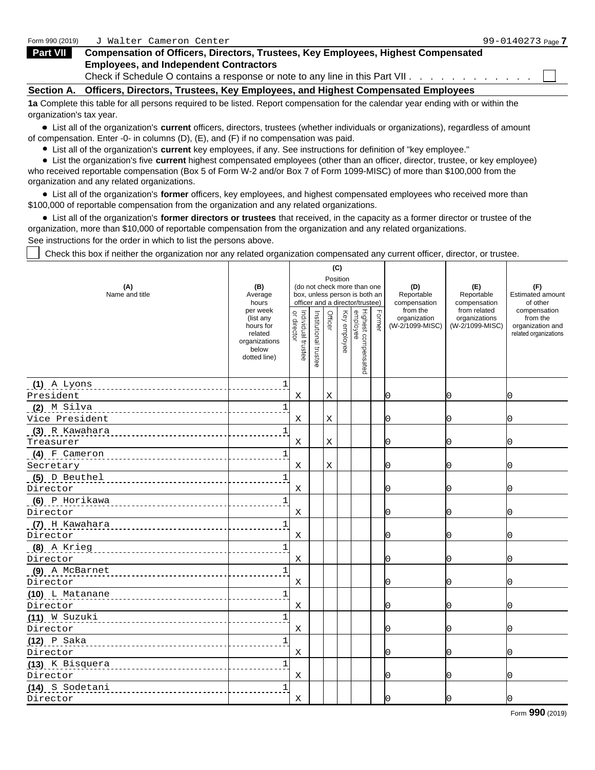Form 990 (2019) J Walter Cameron Center 99-0140273

**Part VII** **Compensation of Officers, Directors, Trustees, Key Employees, Highest Compensated Employees, and Independent Contractors**

Check if Schedule O contains a response or note to any line in this Part VII . . . . . . . . . . . . . ☐

**Section A. Officers, Directors, Trustees, Key Employees, and Highest Compensated Employees**

**1a** Complete this table for all persons required to be listed. Report compensation for the calendar year ending with or within the organization's tax year.

- List all of the organization's **current** officers, directors, trustees (whether individuals or organizations), regardless of amount of compensation. Enter -0- in columns (D), (E), and (F) if no compensation was paid.
- List all of the organization's **current** key employees, if any. See instructions for definition of "key employee."
- List the organization's five **current** highest compensated employees (other than an officer, director, trustee, or key employee) who received reportable compensation (Box 5 of Form W-2 and/or Box 7 of Form 1099-MISC) of more than $100,000 from the organization and any related organizations.
- List all of the organization's **former** officers, key employees, and highest compensated employees who received more than $100,000 of reportable compensation from the organization and any related organizations.
- List all of the organization's **former directors or trustees** that received, in the capacity as a former director or trustee of the organization, more than $10,000 of reportable compensation from the organization and any related organizations.

See instructions for the order in which to list the persons above.

☐ Check this box if neither the organization nor any related organization compensated any current officer, director, or trustee.

| (A) Name and title | (B) Average hours per week (list any hours for related organizations below dotted line) | (C) Position (do not check more than one box, unless person is both an officer and a director/trustee) | | | | | | (D) Reportable compensation from the organization (W-2/1099-MISC) | (E) Reportable compensation from related organizations (W-2/1099-MISC) | (F) Estimated amount of other compensation from the organization and related organizations |
|---|---|---|---|---|---|---|---|---|---|---|
| | | Individual trustee or director | Institutional trustee | Officer | Key employee | Highest compensated employee | Former | | | |
| (1) A Lyons<br>President | 1 | X | | X | | | | 0 | 0 | 0 |
| (2) M Silva<br>Vice President | 1 | X | | X | | | | 0 | 0 | 0 |
| (3) R Kawahara<br>Treasurer | 1 | X | | X | | | | 0 | 0 | 0 |
| (4) F Cameron<br>Secretary | 1 | X | | X | | | | 0 | 0 | 0 |
| (5) D Beuthel<br>Director | 1 | X | | | | | | 0 | 0 | 0 |
| (6) P Horikawa<br>Director | 1 | X | | | | | | 0 | 0 | 0 |
| (7) H Kawahara<br>Director | 1 | X | | | | | | 0 | 0 | 0 |
| (8) A Krieg<br>Director | 1 | X | | | | | | 0 | 0 | 0 |
| (9) A McBarnet<br>Director | 1 | X | | | | | | 0 | 0 | 0 |
| (10) L Matanane<br>Director | 1 | X | | | | | | 0 | 0 | 0 |
| (11) W Suzuki<br>Director | 1 | X | | | | | | 0 | 0 | 0 |
| (12) P Saka<br>Director | 1 | X | | | | | | 0 | 0 | 0 |
| (13) K Bisquera<br>Director | 1 | X | | | | | | 0 | 0 | 0 |
| (14) S Sodetani<br>Director | 1 | X | | | | | | 0 | 0 | 0 |

Form **990** (2019)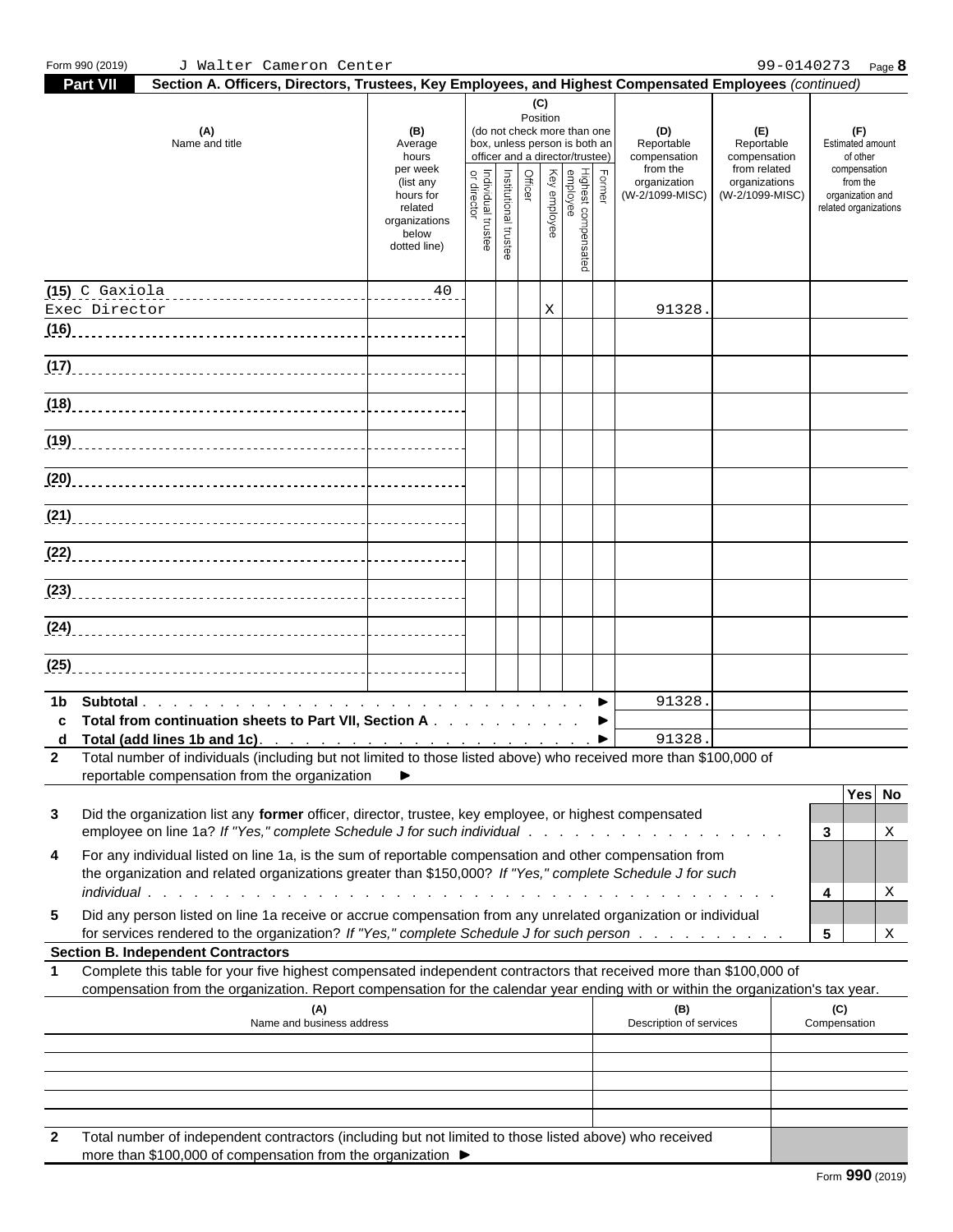Form 990 (2019) J Walter Cameron Center 99-0140273

## Part VII Section A. Officers, Directors, Trustees, Key Employees, and Highest Compensated Employees *(continued)*

| (A) Name and title | (B) Average hours per week (list any hours for related organizations below dotted line) | (C) Position: Individual trustee or director | Institutional trustee | Officer | Key employee | Highest compensated employee | Former | (D) Reportable compensation from the organization (W-2/1099-MISC) | (E) Reportable compensation from related organizations (W-2/1099-MISC) | (F) Estimated amount of other compensation from the organization and related organizations |
|---|---|---|---|---|---|---|---|---|---|---|
| (15) C Gaxiola<br>Exec Director | 40 | | | | X | | | 91328. | | |
| (16) | | | | | | | | | | |
| (17) | | | | | | | | | | |
| (18) | | | | | | | | | | |
| (19) | | | | | | | | | | |
| (20) | | | | | | | | | | |
| (21) | | | | | | | | | | |
| (22) | | | | | | | | | | |
| (23) | | | | | | | | | | |
| (24) | | | | | | | | | | |
| (25) | | | | | | | | | | |
| **1b Subtotal** | | | | | | | ► | 91328. | | |
| **c Total from continuation sheets to Part VII, Section A** | | | | | | | ► | | | |
| **d Total (add lines 1b and 1c)** | | | | | | | ► | 91328. | | |

**2** Total number of individuals (including but not limited to those listed above) who received more than $100,000 of reportable compensation from the organization ►

| | | | Yes | No |
|---|---|---|---|---|
| **3** | Did the organization list any **former** officer, director, trustee, key employee, or highest compensated employee on line 1a? *If "Yes," complete Schedule J for such individual* | 3 | | X |
| **4** | For any individual listed on line 1a, is the sum of reportable compensation and other compensation from the organization and related organizations greater than $150,000? *If "Yes," complete Schedule J for such individual* | 4 | | X |
| **5** | Did any person listed on line 1a receive or accrue compensation from any unrelated organization or individual for services rendered to the organization? *If "Yes," complete Schedule J for such person* | 5 | | X |

### Section B. Independent Contractors

**1** Complete this table for your five highest compensated independent contractors that received more than $100,000 of compensation from the organization. Report compensation for the calendar year ending with or within the organization's tax year.

| (A) Name and business address | (B) Description of services | (C) Compensation |
|---|---|---|
| | | |
| | | |
| | | |
| | | |
| | | |

**2** Total number of independent contractors (including but not limited to those listed above) who received more than $100,000 of compensation from the organization ►

Form **990** (2019)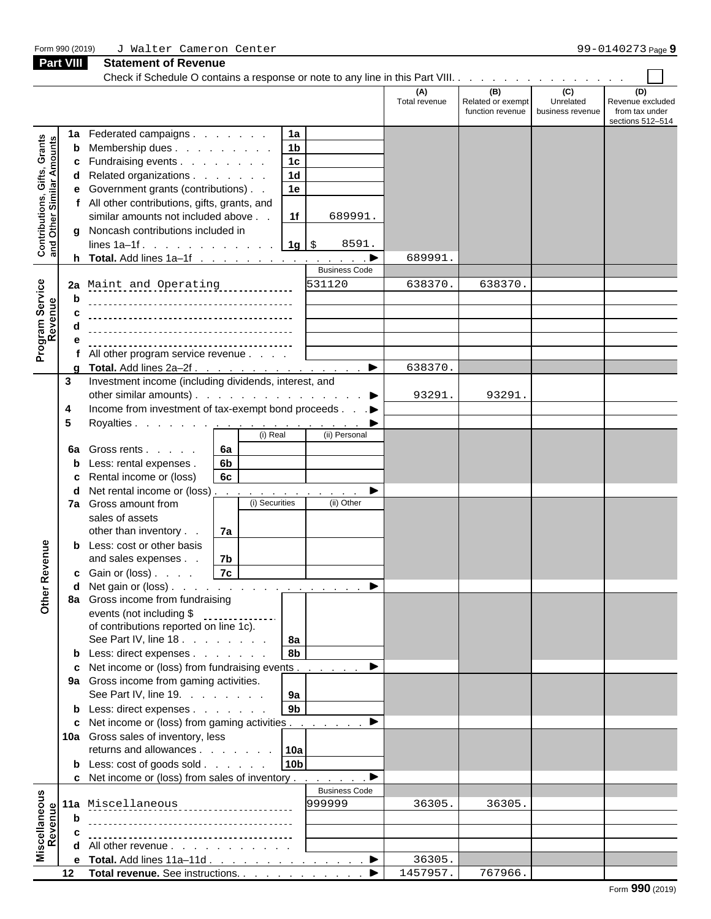Form 990 (2019) J Walter Cameron Center 99-0140273

## Part VIII Statement of Revenue

Check if Schedule O contains a response or note to any line in this Part VIII. . . . . . . . . . . . . . . . ☐

| | | | | (A) Total revenue | (B) Related or exempt function revenue | (C) Unrelated business revenue | (D) Revenue excluded from tax under sections 512–514 |
|---|---|---|---|---|---|---|---|
| **Contributions, Gifts, Grants and Other Similar Amounts** | 1a Federated campaigns | 1a | | | | | |
| | b Membership dues | 1b | | | | | |
| | c Fundraising events | 1c | | | | | |
| | d Related organizations | 1d | | | | | |
| | e Government grants (contributions) | 1e | | | | | |
| | f All other contributions, gifts, grants, and similar amounts not included above | 1f | 689991. | | | | |
| | g Noncash contributions included in lines 1a–1f | 1g | $ 8591. | | | | |
| | h **Total.** Add lines 1a–1f | | | 689991. | | | |
| **Program Service Revenue** | | | Business Code | | | | |
| | 2a Maint and Operating | | 531120 | 638370. | 638370. | | |
| | b | | | | | | |
| | c | | | | | | |
| | d | | | | | | |
| | e | | | | | | |
| | f All other program service revenue | | | | | | |
| | g **Total.** Add lines 2a–2f | | | 638370. | | | |
| **Other Revenue** | 3 Investment income (including dividends, interest, and other similar amounts) | | | 93291. | 93291. | | |
| | 4 Income from investment of tax-exempt bond proceeds | | | | | | |
| | 5 Royalties | | | | | | |
| | | | (i) Real / (ii) Personal | | | | |
| | 6a Gross rents | 6a | | | | | |
| | b Less: rental expenses | 6b | | | | | |
| | c Rental income or (loss) | 6c | | | | | |
| | d Net rental income or (loss) | | | | | | |
| | 7a Gross amount from sales of assets other than inventory | 7a | (i) Securities / (ii) Other | | | | |
| | b Less: cost or other basis and sales expenses | 7b | | | | | |
| | c Gain or (loss) | 7c | | | | | |
| | d Net gain or (loss) | | | | | | |
| | 8a Gross income from fundraising events (not including $ of contributions reported on line 1c). See Part IV, line 18 | 8a | | | | | |
| | b Less: direct expenses | 8b | | | | | |
| | c Net income or (loss) from fundraising events | | | | | | |
| | 9a Gross income from gaming activities. See Part IV, line 19 | 9a | | | | | |
| | b Less: direct expenses | 9b | | | | | |
| | c Net income or (loss) from gaming activities | | | | | | |
| | 10a Gross sales of inventory, less returns and allowances | 10a | | | | | |
| | b Less: cost of goods sold | 10b | | | | | |
| | c Net income or (loss) from sales of inventory | | | | | | |
| **Miscellaneous Revenue** | | | Business Code | | | | |
| | 11a Miscellaneous | | 999999 | 36305. | 36305. | | |
| | b | | | | | | |
| | c | | | | | | |
| | d All other revenue | | | | | | |
| | e **Total.** Add lines 11a–11d | | | 36305. | | | |
| | 12 **Total revenue.** See instructions | | | 1457957. | 767966. | | |

Form **990** (2019)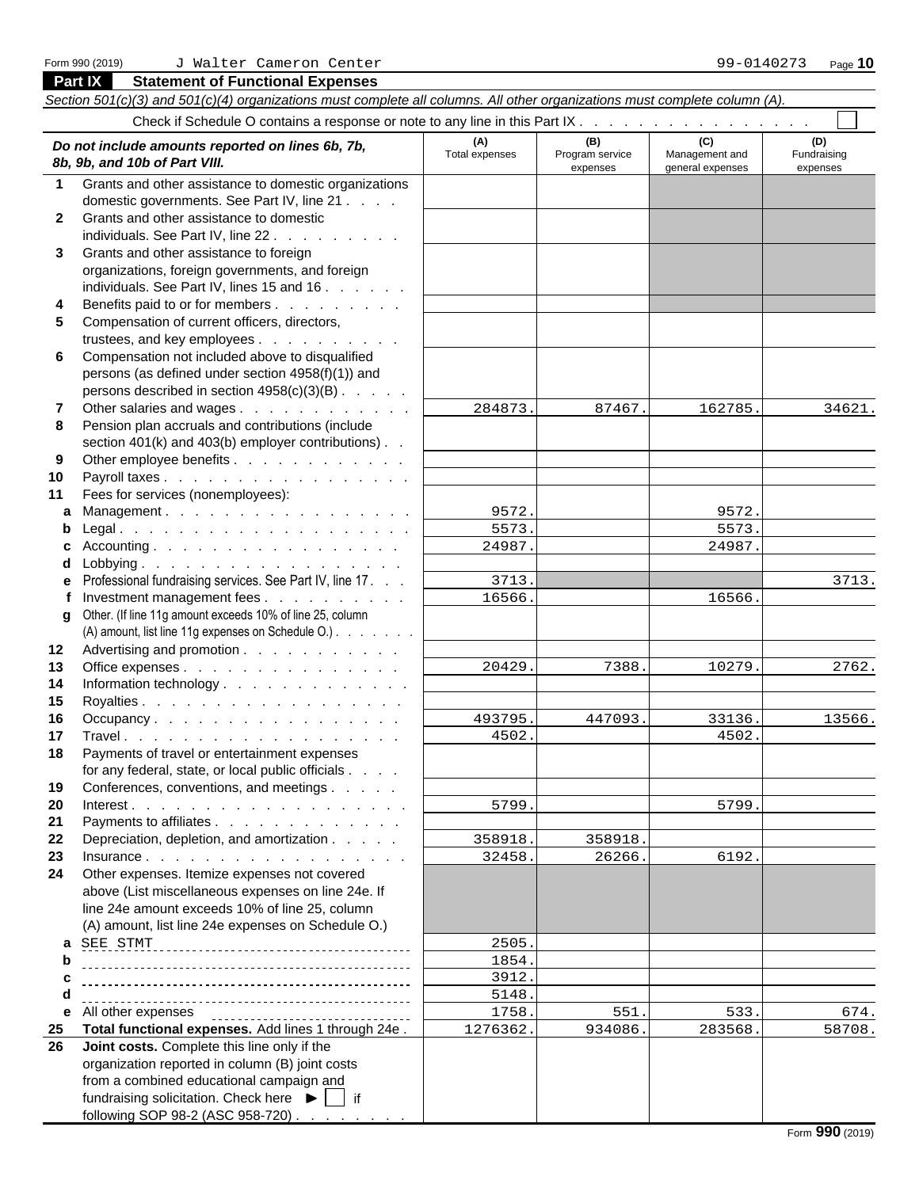Form 990 (2019) J Walter Cameron Center 99-0140273 Page **10**

## Part IX Statement of Functional Expenses

*Section 501(c)(3) and 501(c)(4) organizations must complete all columns. All other organizations must complete column (A).*

Check if Schedule O contains a response or note to any line in this Part IX . . . . . . . . . . . . . . . . . ☐

| *Do not include amounts reported on lines 6b, 7b, 8b, 9b, and 10b of Part VIII.* | (A) Total expenses | (B) Program service expenses | (C) Management and general expenses | (D) Fundraising expenses |
|---|---|---|---|---|
| **1** Grants and other assistance to domestic organizations domestic governments. See Part IV, line 21 | | | | |
| **2** Grants and other assistance to domestic individuals. See Part IV, line 22 | | | | |
| **3** Grants and other assistance to foreign organizations, foreign governments, and foreign individuals. See Part IV, lines 15 and 16 | | | | |
| **4** Benefits paid to or for members | | | | |
| **5** Compensation of current officers, directors, trustees, and key employees | | | | |
| **6** Compensation not included above to disqualified persons (as defined under section 4958(f)(1)) and persons described in section 4958(c)(3)(B) | | | | |
| **7** Other salaries and wages | 284873. | 87467. | 162785. | 34621. |
| **8** Pension plan accruals and contributions (include section 401(k) and 403(b) employer contributions) | | | | |
| **9** Other employee benefits | | | | |
| **10** Payroll taxes | | | | |
| **11** Fees for services (nonemployees): | | | | |
| **a** Management | 9572. | | 9572. | |
| **b** Legal | 5573. | | 5573. | |
| **c** Accounting | 24987. | | 24987. | |
| **d** Lobbying | | | | |
| **e** Professional fundraising services. See Part IV, line 17 | 3713. | | | 3713. |
| **f** Investment management fees | 16566. | | 16566. | |
| **g** Other. (If line 11g amount exceeds 10% of line 25, column (A) amount, list line 11g expenses on Schedule O.) | | | | |
| **12** Advertising and promotion | | | | |
| **13** Office expenses | 20429. | 7388. | 10279. | 2762. |
| **14** Information technology | | | | |
| **15** Royalties | | | | |
| **16** Occupancy | 493795. | 447093. | 33136. | 13566. |
| **17** Travel | 4502. | | 4502. | |
| **18** Payments of travel or entertainment expenses for any federal, state, or local public officials | | | | |
| **19** Conferences, conventions, and meetings | | | | |
| **20** Interest | 5799. | | 5799. | |
| **21** Payments to affiliates | | | | |
| **22** Depreciation, depletion, and amortization | 358918. | 358918. | | |
| **23** Insurance | 32458. | 26266. | 6192. | |
| **24** Other expenses. Itemize expenses not covered above (List miscellaneous expenses on line 24e. If line 24e amount exceeds 10% of line 25, column (A) amount, list line 24e expenses on Schedule O.) | | | | |
| **a** SEE STMT | 2505. | | | |
| **b** | 1854. | | | |
| **c** | 3912. | | | |
| **d** | 5148. | | | |
| **e** All other expenses | 1758. | 551. | 533. | 674. |
| **25 Total functional expenses.** Add lines 1 through 24e | 1276362. | 934086. | 283568. | 58708. |
| **26 Joint costs.** Complete this line only if the organization reported in column (B) joint costs from a combined educational campaign and fundraising solicitation. Check here ▶ ☐ if following SOP 98-2 (ASC 958-720) | | | | |

Form **990** (2019)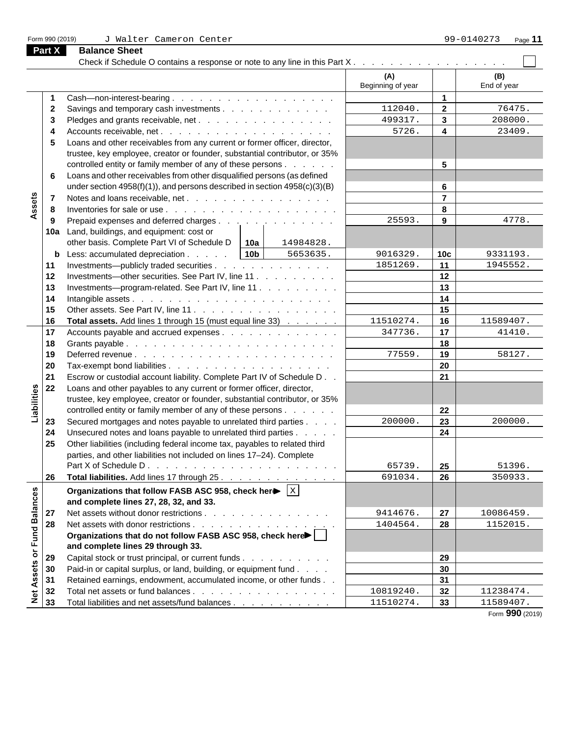Form 990 (2019) J Walter Cameron Center 99-0140273 Page 11

## Part X Balance Sheet

Check if Schedule O contains a response or note to any line in this Part X . . . . . . . . . . . . . . . . . . ☐

| | | | | (A) Beginning of year | | (B) End of year |
|---|---|---|---|---|---|---|
| **Assets** | 1 | Cash—non-interest-bearing . . . . . . . . . . . . . . . . . . | | | 1 | |
| | 2 | Savings and temporary cash investments . . . . . . . . . . . . | | 112040. | 2 | 76475. |
| | 3 | Pledges and grants receivable, net . . . . . . . . . . . . . . . | | 499317. | 3 | 208000. |
| | 4 | Accounts receivable, net . . . . . . . . . . . . . . . . . . . | | 5726. | 4 | 23409. |
| | 5 | Loans and other receivables from any current or former officer, director, trustee, key employee, creator or founder, substantial contributor, or 35% controlled entity or family member of any of these persons . . . . . . | | | 5 | |
| | 6 | Loans and other receivables from other disqualified persons (as defined under section 4958(f)(1)), and persons described in section 4958(c)(3)(B) | | | 6 | |
| | 7 | Notes and loans receivable, net . . . . . . . . . . . . . . . . | | | 7 | |
| | 8 | Inventories for sale or use . . . . . . . . . . . . . . . . . . . | | | 8 | |
| | 9 | Prepaid expenses and deferred charges . . . . . . . . . . . . . | | 25593. | 9 | 4778. |
| | 10a | Land, buildings, and equipment: cost or other basis. Complete Part VI of Schedule D | 10a 14984828. | | | |
| | b | Less: accumulated depreciation . . . . . | 10b 5653635. | 9016329. | 10c | 9331193. |
| | 11 | Investments—publicly traded securities . . . . . . . . . . . . . | | 1851269. | 11 | 1945552. |
| | 12 | Investments—other securities. See Part IV, line 11 . . . . . . . . | | | 12 | |
| | 13 | Investments—program-related. See Part IV, line 11 . . . . . . . . . | | | 13 | |
| | 14 | Intangible assets . . . . . . . . . . . . . . . . . . . . . . | | | 14 | |
| | 15 | Other assets. See Part IV, line 11 . . . . . . . . . . . . . . . . | | | 15 | |
| | 16 | **Total assets.** Add lines 1 through 15 (must equal line 33) . . . . . . | | 11510274. | 16 | 11589407. |
| **Liabilities** | 17 | Accounts payable and accrued expenses . . . . . . . . . . . . . | | 347736. | 17 | 41410. |
| | 18 | Grants payable . . . . . . . . . . . . . . . . . . . . . . . | | | 18 | |
| | 19 | Deferred revenue . . . . . . . . . . . . . . . . . . . . . . | | 77559. | 19 | 58127. |
| | 20 | Tax-exempt bond liabilities . . . . . . . . . . . . . . . . . . | | | 20 | |
| | 21 | Escrow or custodial account liability. Complete Part IV of Schedule D . . | | | 21 | |
| | 22 | Loans and other payables to any current or former officer, director, trustee, key employee, creator or founder, substantial contributor, or 35% controlled entity or family member of any of these persons . . . . . . | | | 22 | |
| | 23 | Secured mortgages and notes payable to unrelated third parties . . . . | | 200000. | 23 | 200000. |
| | 24 | Unsecured notes and loans payable to unrelated third parties . . . . . | | | 24 | |
| | 25 | Other liabilities (including federal income tax, payables to related third parties, and other liabilities not included on lines 17–24). Complete Part X of Schedule D . . . . . . . . . . . . . . . . . . . . . . | | 65739. | 25 | 51396. |
| | 26 | **Total liabilities.** Add lines 17 through 25 . . . . . . . . . . . . . | | 691034. | 26 | 350933. |
| **Net Assets or Fund Balances** | | **Organizations that follow FASB ASC 958, check here ▶ ☒ and complete lines 27, 28, 32, and 33.** | | | | |
| | 27 | Net assets without donor restrictions . . . . . . . . . . . . . . . | | 9414676. | 27 | 10086459. |
| | 28 | Net assets with donor restrictions . . . . . . . . . . . . . . . . | | 1404564. | 28 | 1152015. |
| | | **Organizations that do not follow FASB ASC 958, check here ▶ ☐ and complete lines 29 through 33.** | | | | |
| | 29 | Capital stock or trust principal, or current funds . . . . . . . . . . | | | 29 | |
| | 30 | Paid-in or capital surplus, or land, building, or equipment fund . . . . | | | 30 | |
| | 31 | Retained earnings, endowment, accumulated income, or other funds . . | | | 31 | |
| | 32 | Total net assets or fund balances . . . . . . . . . . . . . . . . | | 10819240. | 32 | 11238474. |
| | 33 | Total liabilities and net assets/fund balances . . . . . . . . . . . | | 11510274. | 33 | 11589407. |

Form **990** (2019)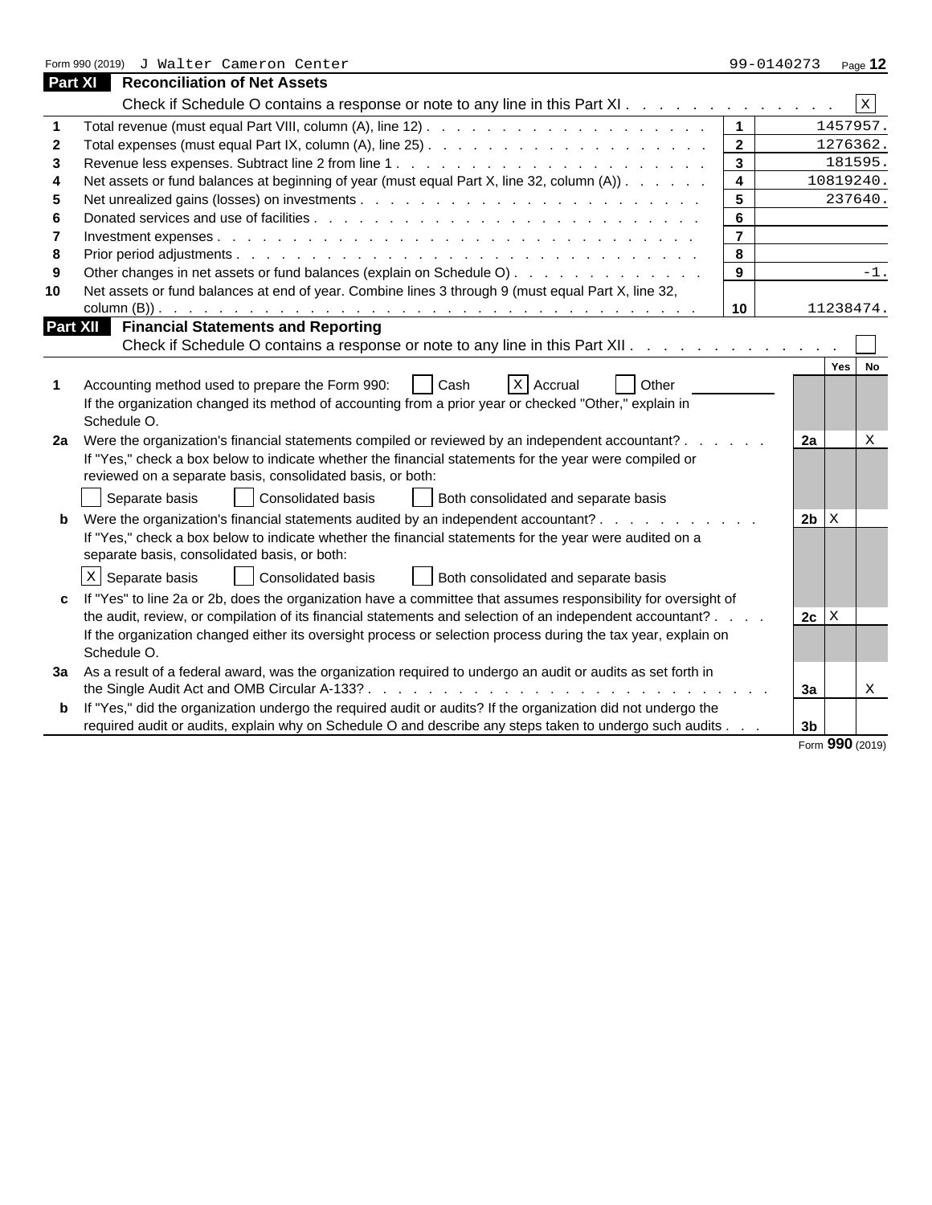Form 990 (2019) J Walter Cameron Center 99-0140273

## Part XI Reconciliation of Net Assets

Check if Schedule O contains a response or note to any line in this Part XI . . . . . . . . . . . . . [X]

| | | | |
|---|---|---|---|
| 1 | Total revenue (must equal Part VIII, column (A), line 12) | 1 | 1457957. |
| 2 | Total expenses (must equal Part IX, column (A), line 25) | 2 | 1276362. |
| 3 | Revenue less expenses. Subtract line 2 from line 1 | 3 | 181595. |
| 4 | Net assets or fund balances at beginning of year (must equal Part X, line 32, column (A)) | 4 | 10819240. |
| 5 | Net unrealized gains (losses) on investments | 5 | 237640. |
| 6 | Donated services and use of facilities | 6 | |
| 7 | Investment expenses | 7 | |
| 8 | Prior period adjustments | 8 | |
| 9 | Other changes in net assets or fund balances (explain on Schedule O) | 9 | -1. |
| 10 | Net assets or fund balances at end of year. Combine lines 3 through 9 (must equal Part X, line 32, column (B)) | 10 | 11238474. |

## Part XII Financial Statements and Reporting

Check if Schedule O contains a response or note to any line in this Part XII . . . . . . . . . . . . . [ ]

| | | | Yes | No |
|---|---|---|---|---|
| 1 | Accounting method used to prepare the Form 990: [ ] Cash [X] Accrual [ ] Other<br>If the organization changed its method of accounting from a prior year or checked "Other," explain in Schedule O. | | | |
| 2a | Were the organization's financial statements compiled or reviewed by an independent accountant?<br>If "Yes," check a box below to indicate whether the financial statements for the year were compiled or reviewed on a separate basis, consolidated basis, or both:<br>[ ] Separate basis [ ] Consolidated basis [ ] Both consolidated and separate basis | 2a | | X |
| b | Were the organization's financial statements audited by an independent accountant?<br>If "Yes," check a box below to indicate whether the financial statements for the year were audited on a separate basis, consolidated basis, or both:<br>[X] Separate basis [ ] Consolidated basis [ ] Both consolidated and separate basis | 2b | X | |
| c | If "Yes" to line 2a or 2b, does the organization have a committee that assumes responsibility for oversight of the audit, review, or compilation of its financial statements and selection of an independent accountant?<br>If the organization changed either its oversight process or selection process during the tax year, explain on Schedule O. | 2c | X | |
| 3a | As a result of a federal award, was the organization required to undergo an audit or audits as set forth in the Single Audit Act and OMB Circular A-133? | 3a | | X |
| b | If "Yes," did the organization undergo the required audit or audits? If the organization did not undergo the required audit or audits, explain why on Schedule O and describe any steps taken to undergo such audits | 3b | | |

Form **990** (2019)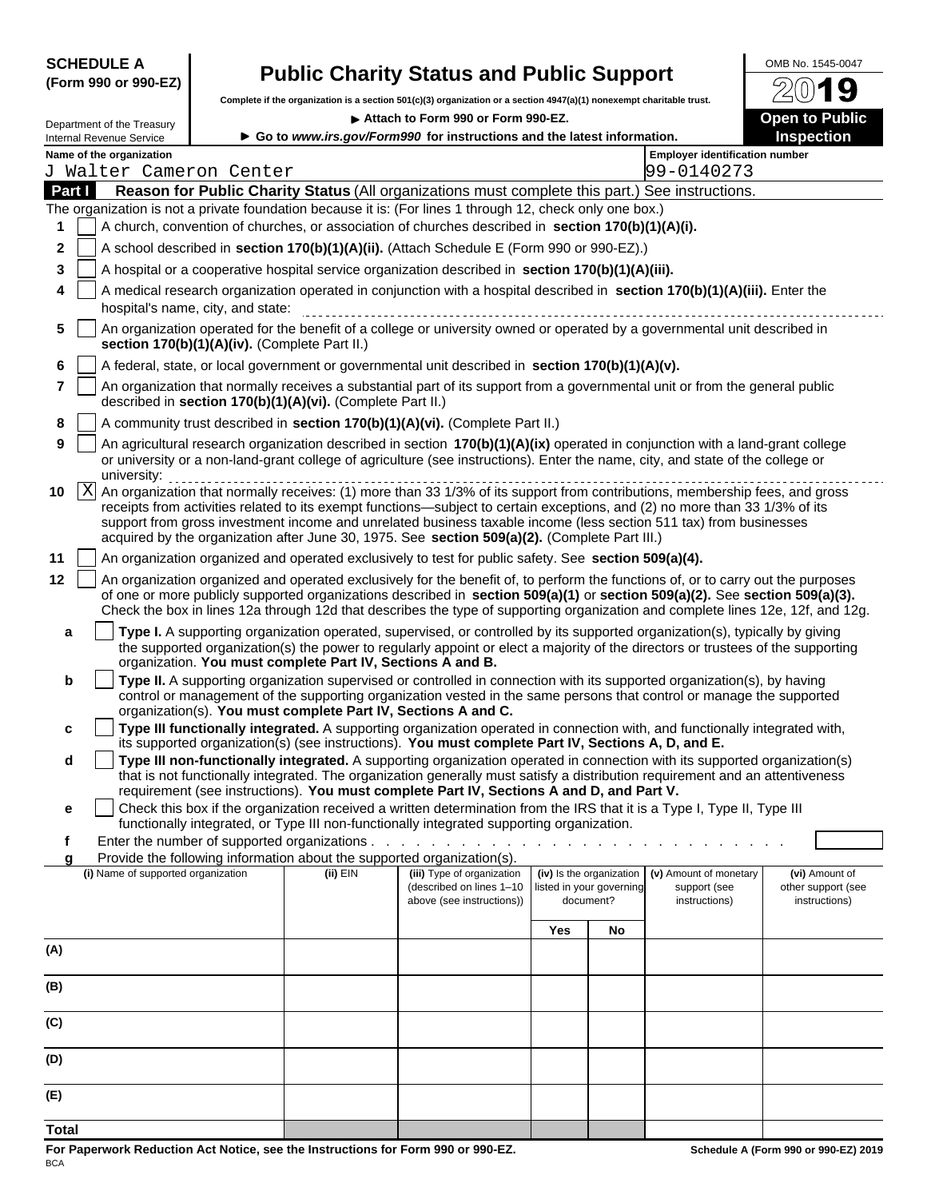**SCHEDULE A (Form 990 or 990-EZ)**

Department of the Treasury
Internal Revenue Service

# Public Charity Status and Public Support

**Complete if the organization is a section 501(c)(3) organization or a section 4947(a)(1) nonexempt charitable trust.**

▶ **Attach to Form 990 or Form 990-EZ.**

▶ **Go to *www.irs.gov/Form990* for instructions and the latest information.**

OMB No. 1545-0047

**2019**

**Open to Public Inspection**

**Name of the organization**
J Walter Cameron Center

**Employer identification number**
99-0140273

## Part I — Reason for Public Charity Status (All organizations must complete this part.) See instructions.

The organization is not a private foundation because it is: (For lines 1 through 12, check only one box.)

1. [ ] A church, convention of churches, or association of churches described in **section 170(b)(1)(A)(i).**
2. [ ] A school described in **section 170(b)(1)(A)(ii).** (Attach Schedule E (Form 990 or 990-EZ).)
3. [ ] A hospital or a cooperative hospital service organization described in **section 170(b)(1)(A)(iii).**
4. [ ] A medical research organization operated in conjunction with a hospital described in **section 170(b)(1)(A)(iii).** Enter the hospital's name, city, and state:
5. [ ] An organization operated for the benefit of a college or university owned or operated by a governmental unit described in **section 170(b)(1)(A)(iv).** (Complete Part II.)
6. [ ] A federal, state, or local government or governmental unit described in **section 170(b)(1)(A)(v).**
7. [ ] An organization that normally receives a substantial part of its support from a governmental unit or from the general public described in **section 170(b)(1)(A)(vi).** (Complete Part II.)
8. [ ] A community trust described in **section 170(b)(1)(A)(vi).** (Complete Part II.)
9. [ ] An agricultural research organization described in section **170(b)(1)(A)(ix)** operated in conjunction with a land-grant college or university or a non-land-grant college of agriculture (see instructions). Enter the name, city, and state of the college or university:
10. [X] An organization that normally receives: (1) more than 33 1/3% of its support from contributions, membership fees, and gross receipts from activities related to its exempt functions—subject to certain exceptions, and (2) no more than 33 1/3% of its support from gross investment income and unrelated business taxable income (less section 511 tax) from businesses acquired by the organization after June 30, 1975. See **section 509(a)(2).** (Complete Part III.)
11. [ ] An organization organized and operated exclusively to test for public safety. See **section 509(a)(4).**
12. [ ] An organization organized and operated exclusively for the benefit of, to perform the functions of, or to carry out the purposes of one or more publicly supported organizations described in **section 509(a)(1)** or **section 509(a)(2).** See **section 509(a)(3).** Check the box in lines 12a through 12d that describes the type of supporting organization and complete lines 12e, 12f, and 12g.

   a. [ ] **Type I.** A supporting organization operated, supervised, or controlled by its supported organization(s), typically by giving the supported organization(s) the power to regularly appoint or elect a majority of the directors or trustees of the supporting organization. **You must complete Part IV, Sections A and B.**

   b. [ ] **Type II.** A supporting organization supervised or controlled in connection with its supported organization(s), by having control or management of the supporting organization vested in the same persons that control or manage the supported organization(s). **You must complete Part IV, Sections A and C.**

   c. [ ] **Type III functionally integrated.** A supporting organization operated in connection with, and functionally integrated with, its supported organization(s) (see instructions). **You must complete Part IV, Sections A, D, and E.**

   d. [ ] **Type III non-functionally integrated.** A supporting organization operated in connection with its supported organization(s) that is not functionally integrated. The organization generally must satisfy a distribution requirement and an attentiveness requirement (see instructions). **You must complete Part IV, Sections A and D, and Part V.**

   e. [ ] Check this box if the organization received a written determination from the IRS that it is a Type I, Type II, Type III functionally integrated, or Type III non-functionally integrated supporting organization.

   f. Enter the number of supported organizations . . . . . . . . . . . . . . . . . . . . . . . . . . . . . .

   g. Provide the following information about the supported organization(s).

| (i) Name of supported organization | (ii) EIN | (iii) Type of organization (described on lines 1–10 above (see instructions)) | (iv) Is the organization listed in your governing document? Yes | No | (v) Amount of monetary support (see instructions) | (vi) Amount of other support (see instructions) |
|---|---|---|---|---|---|---|
| (A) | | | | | | |
| (B) | | | | | | |
| (C) | | | | | | |
| (D) | | | | | | |
| (E) | | | | | | |
| **Total** | | | | | | |

**For Paperwork Reduction Act Notice, see the Instructions for Form 990 or 990-EZ.**

BCA

**Schedule A (Form 990 or 990-EZ) 2019**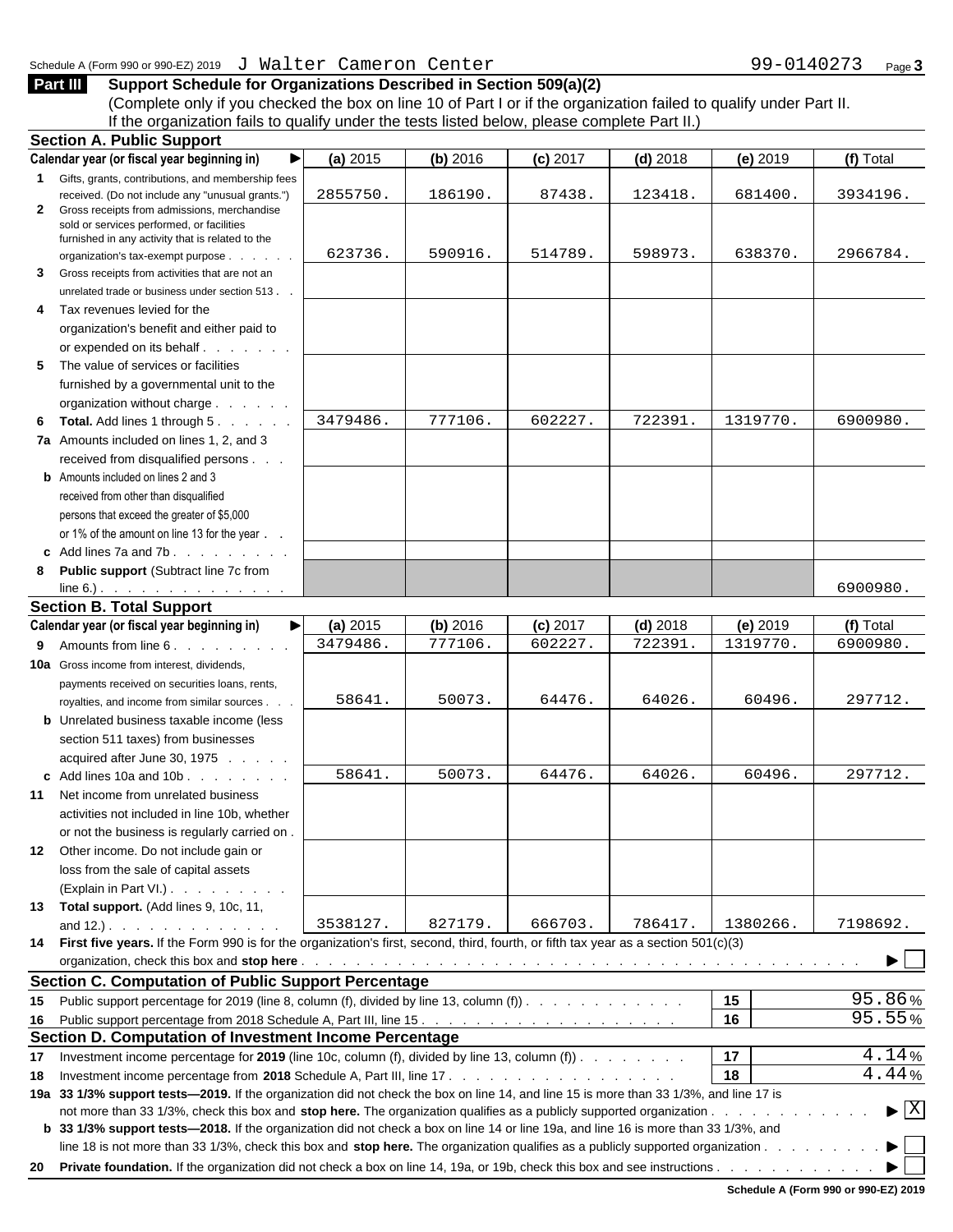Schedule A (Form 990 or 990-EZ) 2019 J Walter Cameron Center 99-0140273 Page **3**

## Part III Support Schedule for Organizations Described in Section 509(a)(2)

(Complete only if you checked the box on line 10 of Part I or if the organization failed to qualify under Part II. If the organization fails to qualify under the tests listed below, please complete Part II.)

### Section A. Public Support

| Calendar year (or fiscal year beginning in) ▶ | (a) 2015 | (b) 2016 | (c) 2017 | (d) 2018 | (e) 2019 | (f) Total |
|---|---|---|---|---|---|---|
| **1** Gifts, grants, contributions, and membership fees received. (Do not include any "unusual grants.") | 2855750. | 186190. | 87438. | 123418. | 681400. | 3934196. |
| **2** Gross receipts from admissions, merchandise sold or services performed, or facilities furnished in any activity that is related to the organization's tax-exempt purpose | 623736. | 590916. | 514789. | 598973. | 638370. | 2966784. |
| **3** Gross receipts from activities that are not an unrelated trade or business under section 513 | | | | | | |
| **4** Tax revenues levied for the organization's benefit and either paid to or expended on its behalf | | | | | | |
| **5** The value of services or facilities furnished by a governmental unit to the organization without charge | | | | | | |
| **6 Total.** Add lines 1 through 5 | 3479486. | 777106. | 602227. | 722391. | 1319770. | 6900980. |
| **7a** Amounts included on lines 1, 2, and 3 received from disqualified persons | | | | | | |
| **b** Amounts included on lines 2 and 3 received from other than disqualified persons that exceed the greater of $5,000 or 1% of the amount on line 13 for the year | | | | | | |
| **c** Add lines 7a and 7b | | | | | | |
| **8 Public support** (Subtract line 7c from line 6.) | | | | | | 6900980. |

### Section B. Total Support

| Calendar year (or fiscal year beginning in) ▶ | (a) 2015 | (b) 2016 | (c) 2017 | (d) 2018 | (e) 2019 | (f) Total |
|---|---|---|---|---|---|---|
| **9** Amounts from line 6 | 3479486. | 777106. | 602227. | 722391. | 1319770. | 6900980. |
| **10a** Gross income from interest, dividends, payments received on securities loans, rents, royalties, and income from similar sources | 58641. | 50073. | 64476. | 64026. | 60496. | 297712. |
| **b** Unrelated business taxable income (less section 511 taxes) from businesses acquired after June 30, 1975 | | | | | | |
| **c** Add lines 10a and 10b | 58641. | 50073. | 64476. | 64026. | 60496. | 297712. |
| **11** Net income from unrelated business activities not included in line 10b, whether or not the business is regularly carried on | | | | | | |
| **12** Other income. Do not include gain or loss from the sale of capital assets (Explain in Part VI.) | | | | | | |
| **13 Total support.** (Add lines 9, 10c, 11, and 12.) | 3538127. | 827179. | 666703. | 786417. | 1380266. | 7198692. |

**14 First five years.** If the Form 990 is for the organization's first, second, third, fourth, or fifth tax year as a section 501(c)(3) organization, check this box and **stop here** ▶ ☐

### Section C. Computation of Public Support Percentage

| | | | |
|---|---|---|---|
| **15** | Public support percentage for 2019 (line 8, column (f), divided by line 13, column (f)) | 15 | 95.86 % |
| **16** | Public support percentage from 2018 Schedule A, Part III, line 15 | 16 | 95.55 % |

### Section D. Computation of Investment Income Percentage

| | | | |
|---|---|---|---|
| **17** | Investment income percentage for **2019** (line 10c, column (f), divided by line 13, column (f)) | 17 | 4.14 % |
| **18** | Investment income percentage from **2018** Schedule A, Part III, line 17 | 18 | 4.44 % |

**19a 33 1/3% support tests—2019.** If the organization did not check the box on line 14, and line 15 is more than 33 1/3%, and line 17 is not more than 33 1/3%, check this box and **stop here.** The organization qualifies as a publicly supported organization ▶ ☒

**b 33 1/3% support tests—2018.** If the organization did not check a box on line 14 or line 19a, and line 16 is more than 33 1/3%, and line 18 is not more than 33 1/3%, check this box and **stop here.** The organization qualifies as a publicly supported organization ▶ ☐

**20 Private foundation.** If the organization did not check a box on line 14, 19a, or 19b, check this box and see instructions ▶ ☐

**Schedule A (Form 990 or 990-EZ) 2019**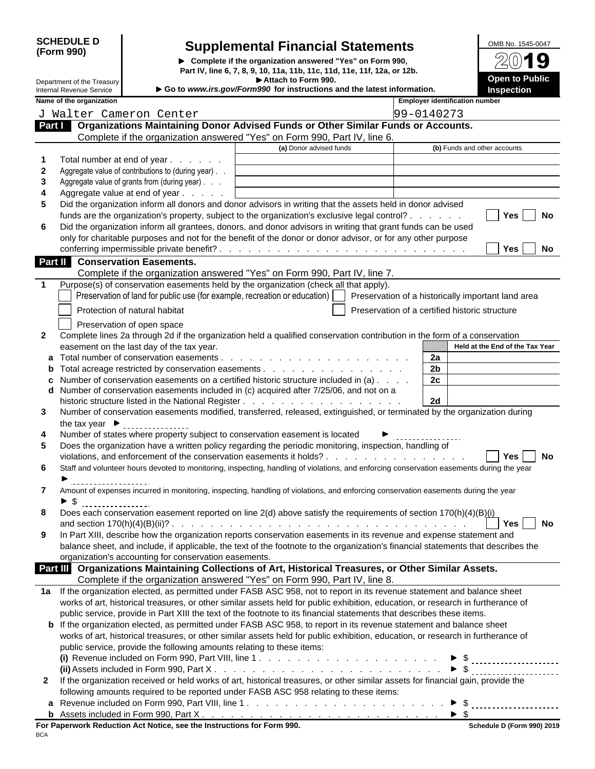**SCHEDULE D (Form 990)**

Department of the Treasury
Internal Revenue Service

# Supplemental Financial Statements

▶ Complete if the organization answered "Yes" on Form 990, Part IV, line 6, 7, 8, 9, 10, 11a, 11b, 11c, 11d, 11e, 11f, 12a, or 12b.
▶ Attach to Form 990.
▶ Go to *www.irs.gov/Form990* for instructions and the latest information.

OMB No. 1545-0047
**2019**
**Open to Public Inspection**

| Name of the organization | Employer identification number |
|---|---|
| J Walter Cameron Center | 99-0140273 |

## Part I Organizations Maintaining Donor Advised Funds or Other Similar Funds or Accounts.

Complete if the organization answered "Yes" on Form 990, Part IV, line 6.

| | | (a) Donor advised funds | (b) Funds and other accounts |
|---|---|---|---|
| 1 | Total number at end of year | | |
| 2 | Aggregate value of contributions to (during year) | | |
| 3 | Aggregate value of grants from (during year) | | |
| 4 | Aggregate value at end of year | | |

5 Did the organization inform all donors and donor advisors in writing that the assets held in donor advised funds are the organization's property, subject to the organization's exclusive legal control? ☐ Yes ☐ No

6 Did the organization inform all grantees, donors, and donor advisors in writing that grant funds can be used only for charitable purposes and not for the benefit of the donor or donor advisor, or for any other purpose conferring impermissible private benefit? ☐ Yes ☐ No

## Part II Conservation Easements.

Complete if the organization answered "Yes" on Form 990, Part IV, line 7.

1 Purpose(s) of conservation easements held by the organization (check all that apply).

- ☐ Preservation of land for public use (for example, recreation or education)
- ☐ Preservation of a historically important land area
- ☐ Protection of natural habitat
- ☐ Preservation of a certified historic structure
- ☐ Preservation of open space

2 Complete lines 2a through 2d if the organization held a qualified conservation contribution in the form of a conservation easement on the last day of the tax year.

| | | | Held at the End of the Tax Year |
|---|---|---|---|
| a | Total number of conservation easements | 2a | |
| b | Total acreage restricted by conservation easements | 2b | |
| c | Number of conservation easements on a certified historic structure included in (a) | 2c | |
| d | Number of conservation easements included in (c) acquired after 7/25/06, and not on a historic structure listed in the National Register | 2d | |

3 Number of conservation easements modified, transferred, released, extinguished, or terminated by the organization during the tax year ▶

4 Number of states where property subject to conservation easement is located ▶

5 Does the organization have a written policy regarding the periodic monitoring, inspection, handling of violations, and enforcement of the conservation easements it holds? ☐ Yes ☐ No

6 Staff and volunteer hours devoted to monitoring, inspecting, handling of violations, and enforcing conservation easements during the year ▶

7 Amount of expenses incurred in monitoring, inspecting, handling of violations, and enforcing conservation easements during the year ▶ $

8 Does each conservation easement reported on line 2(d) above satisfy the requirements of section 170(h)(4)(B)(i) and section 170(h)(4)(B)(ii)? ☐ Yes ☐ No

9 In Part XIII, describe how the organization reports conservation easements in its revenue and expense statement and balance sheet, and include, if applicable, the text of the footnote to the organization's financial statements that describes the organization's accounting for conservation easements.

## Part III Organizations Maintaining Collections of Art, Historical Treasures, or Other Similar Assets.

Complete if the organization answered "Yes" on Form 990, Part IV, line 8.

1a If the organization elected, as permitted under FASB ASC 958, not to report in its revenue statement and balance sheet works of art, historical treasures, or other similar assets held for public exhibition, education, or research in furtherance of public service, provide in Part XIII the text of the footnote to its financial statements that describes these items.

b If the organization elected, as permitted under FASB ASC 958, to report in its revenue statement and balance sheet works of art, historical treasures, or other similar assets held for public exhibition, education, or research in furtherance of public service, provide the following amounts relating to these items:

(i) Revenue included on Form 990, Part VIII, line 1 ▶ $

(ii) Assets included in Form 990, Part X ▶ $

2 If the organization received or held works of art, historical treasures, or other similar assets for financial gain, provide the following amounts required to be reported under FASB ASC 958 relating to these items:

a Revenue included on Form 990, Part VIII, line 1 ▶ $

b Assets included in Form 990, Part X ▶ $

**For Paperwork Reduction Act Notice, see the Instructions for Form 990.** **Schedule D (Form 990) 2019**

BCA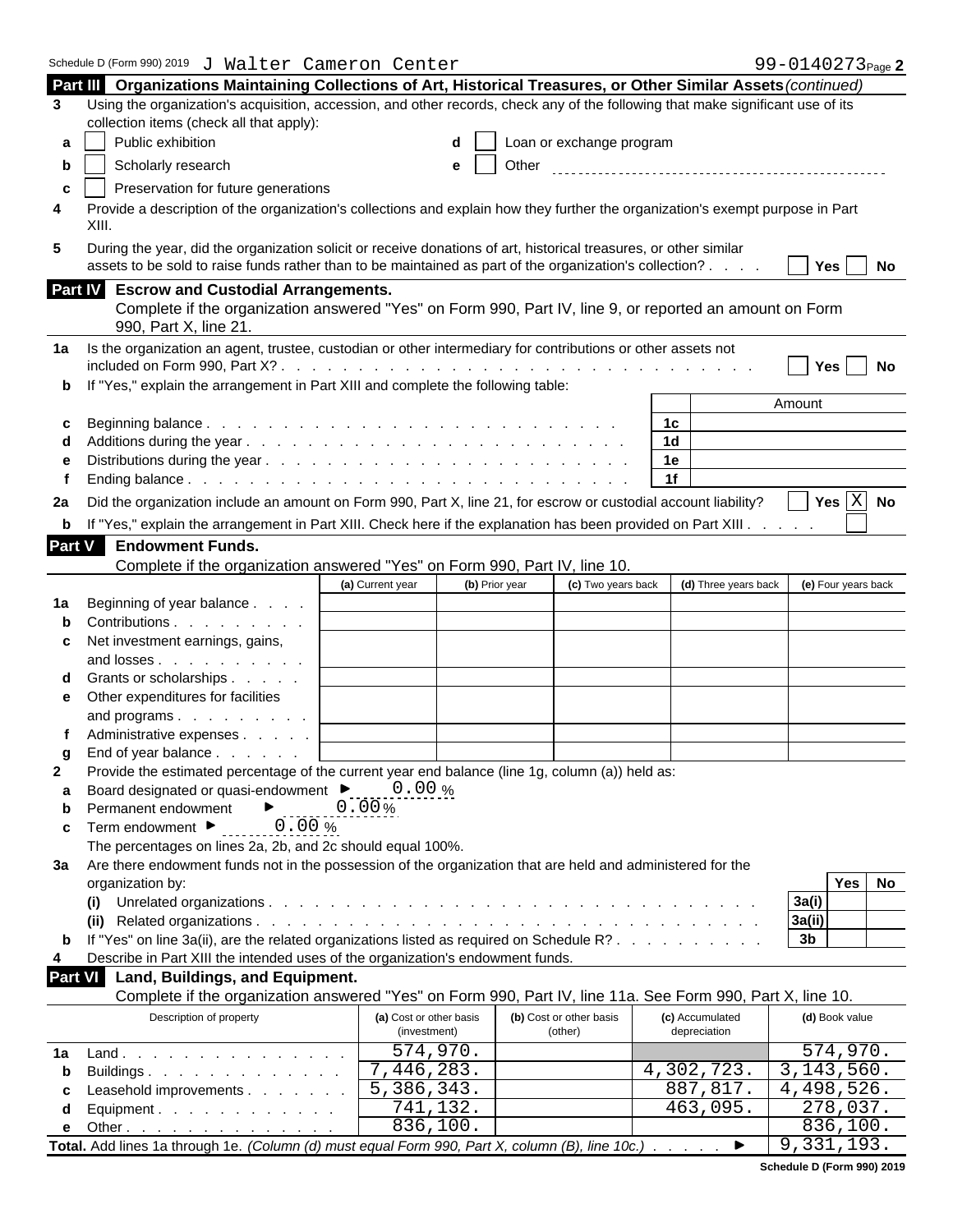Schedule D (Form 990) 2019 J Walter Cameron Center 99-0140273 Page **2**

## Part III Organizations Maintaining Collections of Art, Historical Treasures, or Other Similar Assets *(continued)*

**3** Using the organization's acquisition, accession, and other records, check any of the following that make significant use of its collection items (check all that apply):

- **a** ☐ Public exhibition
- **b** ☐ Scholarly research
- **c** ☐ Preservation for future generations
- **d** ☐ Loan or exchange program
- **e** ☐ Other

**4** Provide a description of the organization's collections and explain how they further the organization's exempt purpose in Part XIII.

**5** During the year, did the organization solicit or receive donations of art, historical treasures, or other similar assets to be sold to raise funds rather than to be maintained as part of the organization's collection? ☐ Yes ☐ No

## Part IV Escrow and Custodial Arrangements.

Complete if the organization answered "Yes" on Form 990, Part IV, line 9, or reported an amount on Form 990, Part X, line 21.

**1a** Is the organization an agent, trustee, custodian or other intermediary for contributions or other assets not included on Form 990, Part X? ☐ Yes ☐ No

**b** If "Yes," explain the arrangement in Part XIII and complete the following table:

| | | | Amount |
|---|---|---|---|
| **c** | Beginning balance | 1c | |
| **d** | Additions during the year | 1d | |
| **e** | Distributions during the year | 1e | |
| **f** | Ending balance | 1f | |

**2a** Did the organization include an amount on Form 990, Part X, line 21, for escrow or custodial account liability? ☐ Yes ☒ No

**b** If "Yes," explain the arrangement in Part XIII. Check here if the explanation has been provided on Part XIII ☐

## Part V Endowment Funds.

Complete if the organization answered "Yes" on Form 990, Part IV, line 10.

| | | (a) Current year | (b) Prior year | (c) Two years back | (d) Three years back | (e) Four years back |
|---|---|---|---|---|---|---|
| **1a** | Beginning of year balance | | | | | |
| **b** | Contributions | | | | | |
| **c** | Net investment earnings, gains, and losses | | | | | |
| **d** | Grants or scholarships | | | | | |
| **e** | Other expenditures for facilities and programs | | | | | |
| **f** | Administrative expenses | | | | | |
| **g** | End of year balance | | | | | |

**2** Provide the estimated percentage of the current year end balance (line 1g, column (a)) held as:

- **a** Board designated or quasi-endowment ► 0.00 %
- **b** Permanent endowment ► 0.00 %
- **c** Term endowment ► 0.00 %

The percentages on lines 2a, 2b, and 2c should equal 100%.

**3a** Are there endowment funds not in the possession of the organization that are held and administered for the organization by:

| | | | Yes | No |
|---|---|---|---|---|
| **(i)** | Unrelated organizations | 3a(i) | | |
| **(ii)** | Related organizations | 3a(ii) | | |
| **b** | If "Yes" on line 3a(ii), are the related organizations listed as required on Schedule R? | 3b | | |

**4** Describe in Part XIII the intended uses of the organization's endowment funds.

## Part VI Land, Buildings, and Equipment.

Complete if the organization answered "Yes" on Form 990, Part IV, line 11a. See Form 990, Part X, line 10.

| | Description of property | (a) Cost or other basis (investment) | (b) Cost or other basis (other) | (c) Accumulated depreciation | (d) Book value |
|---|---|---|---|---|---|
| **1a** | Land | 574,970. | | | 574,970. |
| **b** | Buildings | 7,446,283. | | 4,302,723. | 3,143,560. |
| **c** | Leasehold improvements | 5,386,343. | | 887,817. | 4,498,526. |
| **d** | Equipment | 741,132. | | 463,095. | 278,037. |
| **e** | Other | 836,100. | | | 836,100. |
| | **Total.** Add lines 1a through 1e. *(Column (d) must equal Form 990, Part X, column (B), line 10c.)* ► | | | | 9,331,193. |

**Schedule D (Form 990) 2019**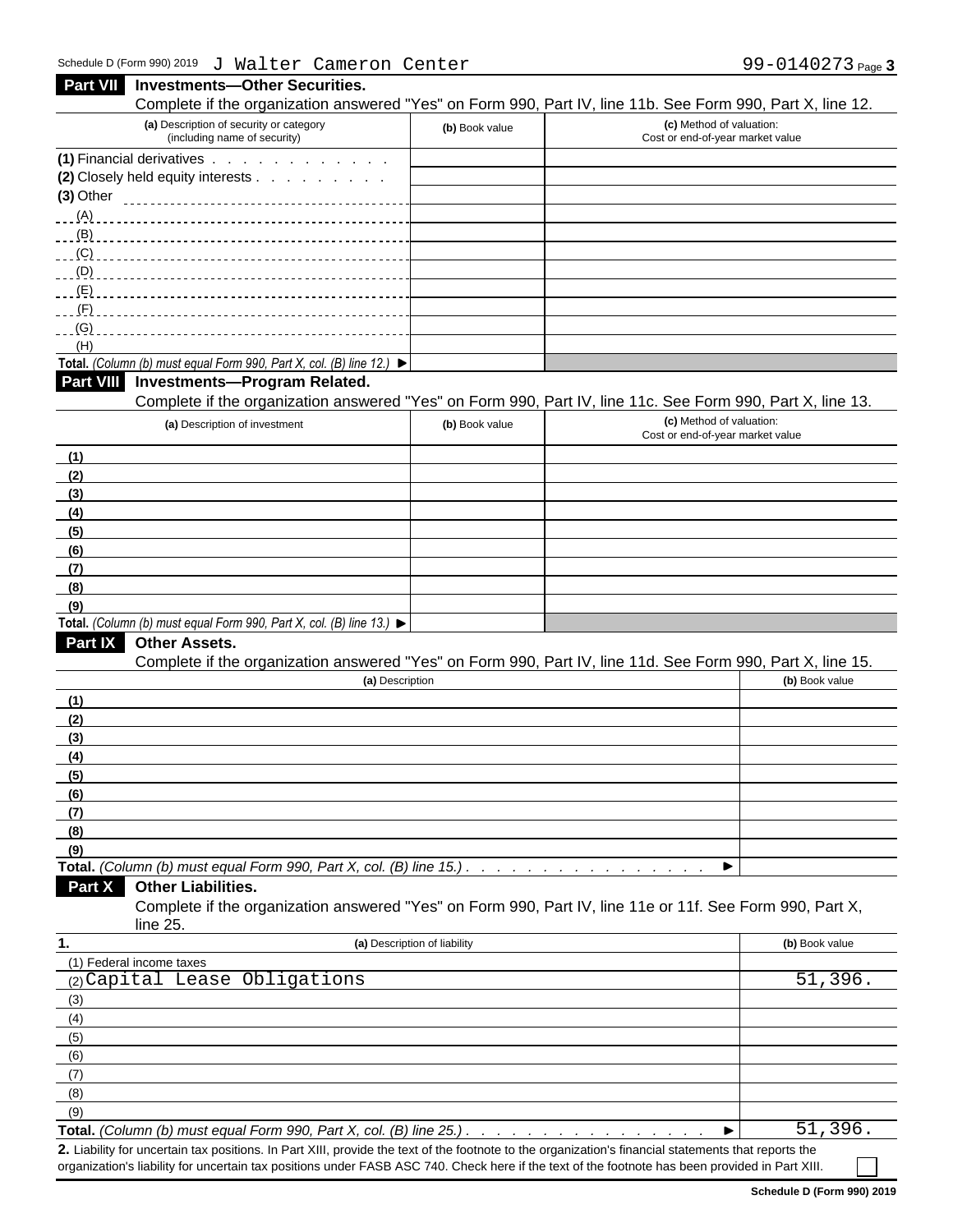Schedule D (Form 990) 2019 J Walter Cameron Center 99-0140273 Page **3**

## Part VII Investments—Other Securities.

Complete if the organization answered "Yes" on Form 990, Part IV, line 11b. See Form 990, Part X, line 12.

| (a) Description of security or category (including name of security) | (b) Book value | (c) Method of valuation: Cost or end-of-year market value |
|---|---|---|
| (1) Financial derivatives | | |
| (2) Closely held equity interests | | |
| (3) Other | | |
| (A) | | |
| (B) | | |
| (C) | | |
| (D) | | |
| (E) | | |
| (F) | | |
| (G) | | |
| (H) | | |
| **Total.** *(Column (b) must equal Form 990, Part X, col. (B) line 12.)* ▶ | | |

## Part VIII Investments—Program Related.

Complete if the organization answered "Yes" on Form 990, Part IV, line 11c. See Form 990, Part X, line 13.

| (a) Description of investment | (b) Book value | (c) Method of valuation: Cost or end-of-year market value |
|---|---|---|
| (1) | | |
| (2) | | |
| (3) | | |
| (4) | | |
| (5) | | |
| (6) | | |
| (7) | | |
| (8) | | |
| (9) | | |
| **Total.** *(Column (b) must equal Form 990, Part X, col. (B) line 13.)* ▶ | | |

## Part IX Other Assets.

Complete if the organization answered "Yes" on Form 990, Part IV, line 11d. See Form 990, Part X, line 15.

| (a) Description | (b) Book value |
|---|---|
| (1) | |
| (2) | |
| (3) | |
| (4) | |
| (5) | |
| (6) | |
| (7) | |
| (8) | |
| (9) | |
| **Total.** *(Column (b) must equal Form 990, Part X, col. (B) line 15.)* ▶ | |

## Part X Other Liabilities.

Complete if the organization answered "Yes" on Form 990, Part IV, line 11e or 11f. See Form 990, Part X, line 25.

| 1. (a) Description of liability | (b) Book value |
|---|---|
| (1) Federal income taxes | |
| (2) Capital Lease Obligations | 51,396. |
| (3) | |
| (4) | |
| (5) | |
| (6) | |
| (7) | |
| (8) | |
| (9) | |
| **Total.** *(Column (b) must equal Form 990, Part X, col. (B) line 25.)* ▶ | 51,396. |

**2.** Liability for uncertain tax positions. In Part XIII, provide the text of the footnote to the organization's financial statements that reports the organization's liability for uncertain tax positions under FASB ASC 740. Check here if the text of the footnote has been provided in Part XIII. ☐

**Schedule D (Form 990) 2019**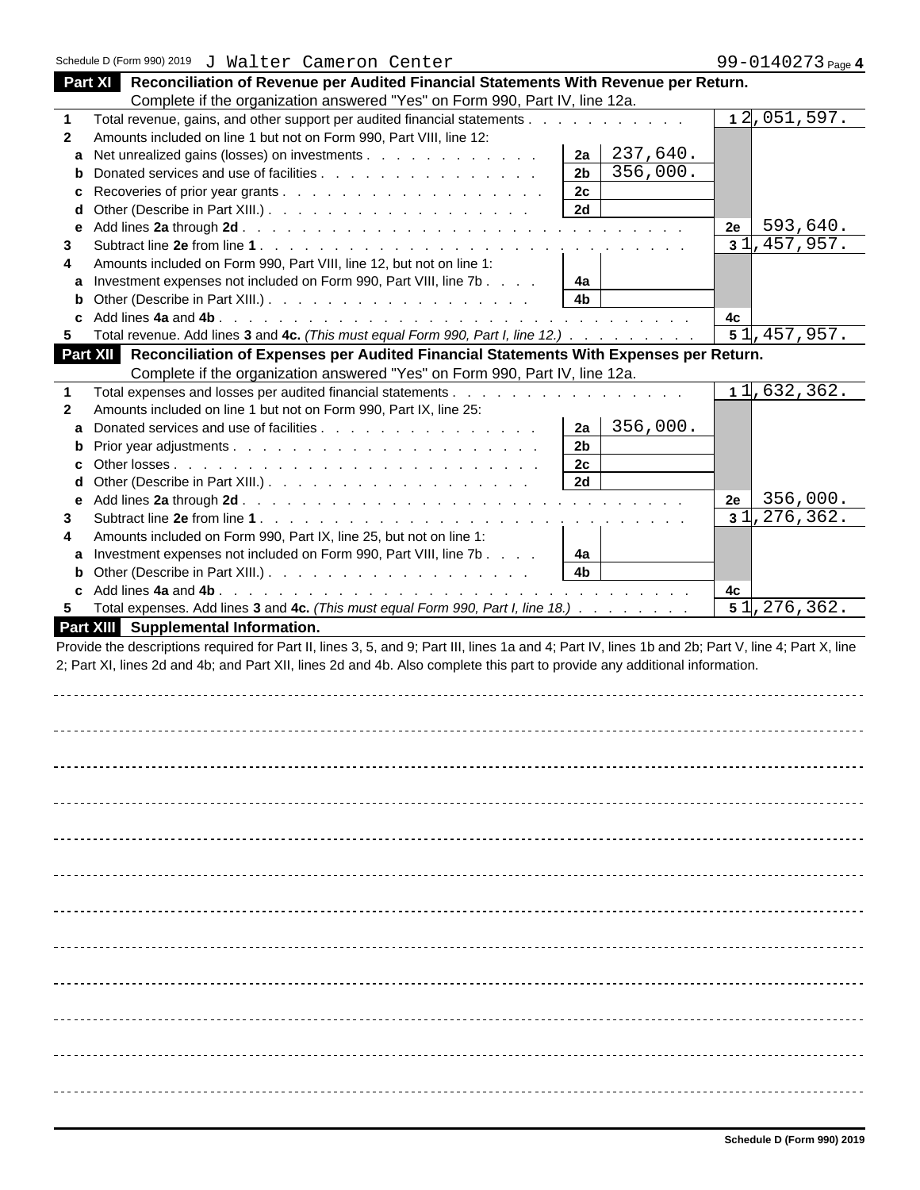Schedule D (Form 990) 2019 J Walter Cameron Center 99-0140273 Page **4**

## Part XI Reconciliation of Revenue per Audited Financial Statements With Revenue per Return.

Complete if the organization answered "Yes" on Form 990, Part IV, line 12a.

| | | | | | |
|---|---|---|---|---|---|
| 1 | Total revenue, gains, and other support per audited financial statements | | | 1 | 2,051,597. |
| 2 | Amounts included on line 1 but not on Form 990, Part VIII, line 12: | | | | |
| a | Net unrealized gains (losses) on investments | 2a | 237,640. | | |
| b | Donated services and use of facilities | 2b | 356,000. | | |
| c | Recoveries of prior year grants | 2c | | | |
| d | Other (Describe in Part XIII.) | 2d | | | |
| e | Add lines **2a** through **2d** | | | 2e | 593,640. |
| 3 | Subtract line **2e** from line **1** | | | 3 | 1,457,957. |
| 4 | Amounts included on Form 990, Part VIII, line 12, but not on line 1: | | | | |
| a | Investment expenses not included on Form 990, Part VIII, line 7b | 4a | | | |
| b | Other (Describe in Part XIII.) | 4b | | | |
| c | Add lines **4a** and **4b** | | | 4c | |
| 5 | Total revenue. Add lines **3** and **4c.** *(This must equal Form 990, Part I, line 12.)* | | | 5 | 1,457,957. |

## Part XII Reconciliation of Expenses per Audited Financial Statements With Expenses per Return.

Complete if the organization answered "Yes" on Form 990, Part IV, line 12a.

| | | | | | |
|---|---|---|---|---|---|
| 1 | Total expenses and losses per audited financial statements | | | 1 | 1,632,362. |
| 2 | Amounts included on line 1 but not on Form 990, Part IX, line 25: | | | | |
| a | Donated services and use of facilities | 2a | 356,000. | | |
| b | Prior year adjustments | 2b | | | |
| c | Other losses | 2c | | | |
| d | Other (Describe in Part XIII.) | 2d | | | |
| e | Add lines **2a** through **2d** | | | 2e | 356,000. |
| 3 | Subtract line **2e** from line **1** | | | 3 | 1,276,362. |
| 4 | Amounts included on Form 990, Part IX, line 25, but not on line 1: | | | | |
| a | Investment expenses not included on Form 990, Part VIII, line 7b | 4a | | | |
| b | Other (Describe in Part XIII.) | 4b | | | |
| c | Add lines **4a** and **4b** | | | 4c | |
| 5 | Total expenses. Add lines **3** and **4c.** *(This must equal Form 990, Part I, line 18.)* | | | 5 | 1,276,362. |

## Part XIII Supplemental Information.

Provide the descriptions required for Part II, lines 3, 5, and 9; Part III, lines 1a and 4; Part IV, lines 1b and 2b; Part V, line 4; Part X, line 2; Part XI, lines 2d and 4b; and Part XII, lines 2d and 4b. Also complete this part to provide any additional information.

**Schedule D (Form 990) 2019**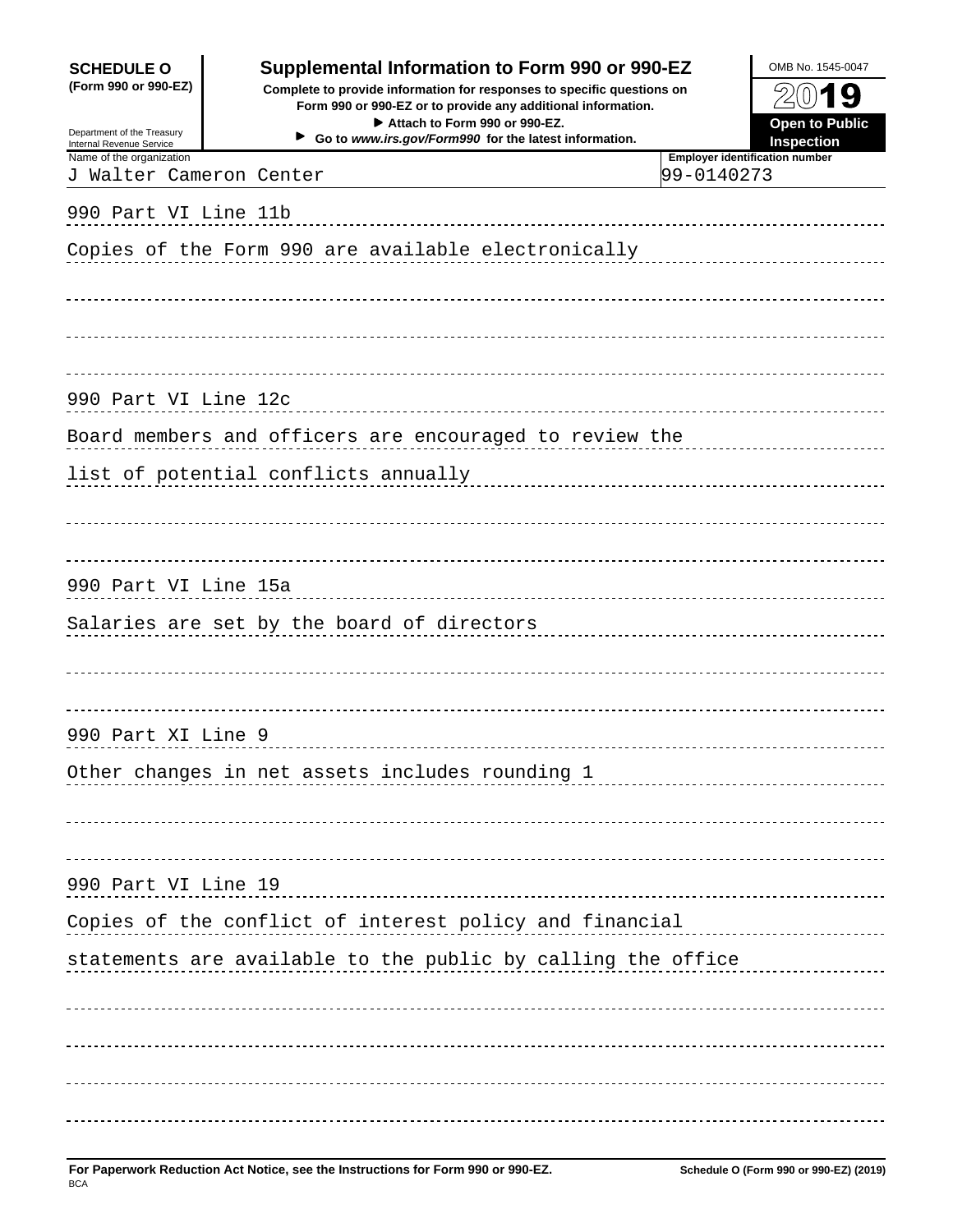**SCHEDULE O**
**(Form 990 or 990-EZ)**

Department of the Treasury
Internal Revenue Service

# Supplemental Information to Form 990 or 990-EZ

**Complete to provide information for responses to specific questions on Form 990 or 990-EZ or to provide any additional information.**
**▶ Attach to Form 990 or 990-EZ.**
**▶ Go to *www.irs.gov/Form990* for the latest information.**

OMB No. 1545-0047

**2019**

**Open to Public Inspection**

| Name of the organization | Employer identification number |
|---|---|
| J Walter Cameron Center | 99-0140273 |

990 Part VI Line 11b

Copies of the Form 990 are available electronically

990 Part VI Line 12c

Board members and officers are encouraged to review the list of potential conflicts annually

990 Part VI Line 15a

Salaries are set by the board of directors

990 Part XI Line 9

Other changes in net assets includes rounding 1

990 Part VI Line 19

Copies of the conflict of interest policy and financial statements are available to the public by calling the office

**For Paperwork Reduction Act Notice, see the Instructions for Form 990 or 990-EZ.** **Schedule O (Form 990 or 990-EZ) (2019)**

BCA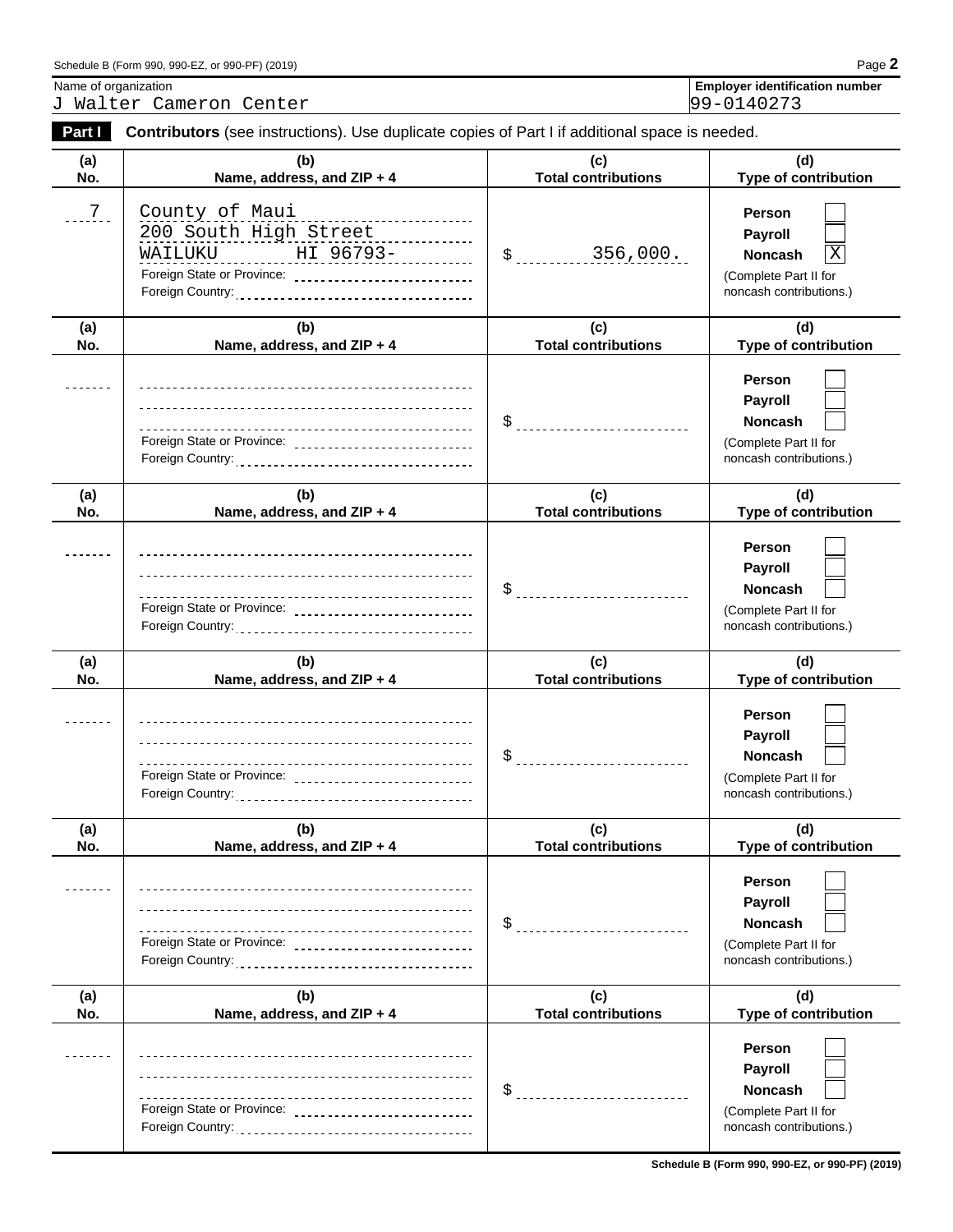Schedule B (Form 990, 990-EZ, or 990-PF) (2019)

| Name of organization | Employer identification number |
| --- | --- |
| J Walter Cameron Center | 99-0140273 |

**Part I** **Contributors** (see instructions). Use duplicate copies of Part I if additional space is needed.

| (a) No. | (b) Name, address, and ZIP + 4 | (c) Total contributions | (d) Type of contribution |
| --- | --- | --- | --- |
| 7 | County of Maui<br>200 South High Street<br>WAILUKU HI 96793-<br>Foreign State or Province:<br>Foreign Country: | $ 356,000. | Person [ ]<br>Payroll [ ]<br>Noncash [X]<br>(Complete Part II for noncash contributions.) |
| | Foreign State or Province:<br>Foreign Country: | $ | Person [ ]<br>Payroll [ ]<br>Noncash [ ]<br>(Complete Part II for noncash contributions.) |
| | Foreign State or Province:<br>Foreign Country: | $ | Person [ ]<br>Payroll [ ]<br>Noncash [ ]<br>(Complete Part II for noncash contributions.) |
| | Foreign State or Province:<br>Foreign Country: | $ | Person [ ]<br>Payroll [ ]<br>Noncash [ ]<br>(Complete Part II for noncash contributions.) |
| | Foreign State or Province:<br>Foreign Country: | $ | Person [ ]<br>Payroll [ ]<br>Noncash [ ]<br>(Complete Part II for noncash contributions.) |
| | Foreign State or Province:<br>Foreign Country: | $ | Person [ ]<br>Payroll [ ]<br>Noncash [ ]<br>(Complete Part II for noncash contributions.) |

Schedule B (Form 990, 990-EZ, or 990-PF) (2019)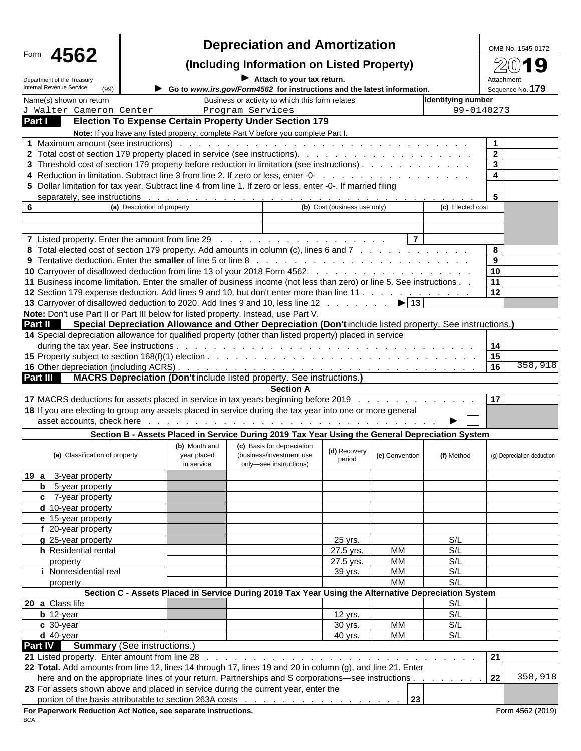Form **4562**

Department of the Treasury
Internal Revenue Service (99)

# Depreciation and Amortization

## (Including Information on Listed Property)

► Attach to your tax return.

► Go to *www.irs.gov/Form4562* for instructions and the latest information.

OMB No. 1545-0172

2019

Attachment Sequence No. **179**

| Name(s) shown on return | Business or activity to which this form relates | Identifying number |
|---|---|---|
| J Walter Cameron Center | Program Services | 99-0140273 |

**Part I Election To Expense Certain Property Under Section 179**

**Note:** If you have any listed property, complete Part V before you complete Part I.

| Line | Description | No. | Amount |
|---|---|---|---|
| 1 | Maximum amount (see instructions) | 1 | |
| 2 | Total cost of section 179 property placed in service (see instructions) | 2 | |
| 3 | Threshold cost of section 179 property before reduction in limitation (see instructions) | 3 | |
| 4 | Reduction in limitation. Subtract line 3 from line 2. If zero or less, enter -0- | 4 | |
| 5 | Dollar limitation for tax year. Subtract line 4 from line 1. If zero or less, enter -0-. If married filing separately, see instructions | 5 | |

| 6 (a) Description of property | (b) Cost (business use only) | (c) Elected cost |
|---|---|---|
| | | |
| | | |

| Line | Description | No. | Amount |
|---|---|---|---|
| 7 | Listed property. Enter the amount from line 29 | 7 | |
| 8 | Total elected cost of section 179 property. Add amounts in column (c), lines 6 and 7 | 8 | |
| 9 | Tentative deduction. Enter the **smaller** of line 5 or line 8 | 9 | |
| 10 | Carryover of disallowed deduction from line 13 of your 2018 Form 4562 | 10 | |
| 11 | Business income limitation. Enter the smaller of business income (not less than zero) or line 5. See instructions | 11 | |
| 12 | Section 179 expense deduction. Add lines 9 and 10, but don't enter more than line 11 | 12 | |
| 13 | Carryover of disallowed deduction to 2020. Add lines 9 and 10, less line 12 ► | 13 | |

**Note:** Don't use Part II or Part III below for listed property. Instead, use Part V.

**Part II Special Depreciation Allowance and Other Depreciation (Don't include listed property. See instructions.)**

| Line | Description | No. | Amount |
|---|---|---|---|
| 14 | Special depreciation allowance for qualified property (other than listed property) placed in service during the tax year. See instructions | 14 | |
| 15 | Property subject to section 168(f)(1) election | 15 | |
| 16 | Other depreciation (including ACRS) | 16 | 358,918 |

**Part III MACRS Depreciation (Don't include listed property. See instructions.)**

**Section A**

| Line | Description | No. | Amount |
|---|---|---|---|
| 17 | MACRS deductions for assets placed in service in tax years beginning before 2019 | 17 | |
| 18 | If you are electing to group any assets placed in service during the tax year into one or more general asset accounts, check here ► ☐ | | |

**Section B - Assets Placed in Service During 2019 Tax Year Using the General Depreciation System**

| (a) Classification of property | (b) Month and year placed in service | (c) Basis for depreciation (business/investment use only—see instructions) | (d) Recovery period | (e) Convention | (f) Method | (g) Depreciation deduction |
|---|---|---|---|---|---|---|
| 19 a 3-year property | | | | | | |
| b 5-year property | | | | | | |
| c 7-year property | | | | | | |
| d 10-year property | | | | | | |
| e 15-year property | | | | | | |
| f 20-year property | | | | | | |
| g 25-year property | | | 25 yrs. | | S/L | |
| h Residential rental property | | | 27.5 yrs. | MM | S/L | |
| | | | 27.5 yrs. | MM | S/L | |
| i Nonresidential real property | | | 39 yrs. | MM | S/L | |
| | | | | MM | S/L | |

**Section C - Assets Placed in Service During 2019 Tax Year Using the Alternative Depreciation System**

| (a) Classification of property | (b) Month and year placed in service | (c) Basis for depreciation | (d) Recovery period | (e) Convention | (f) Method | (g) Depreciation deduction |
|---|---|---|---|---|---|---|
| 20 a Class life | | | | | S/L | |
| b 12-year | | | 12 yrs. | | S/L | |
| c 30-year | | | 30 yrs. | MM | S/L | |
| d 40-year | | | 40 yrs. | MM | S/L | |

**Part IV Summary** (See instructions.)

| Line | Description | No. | Amount |
|---|---|---|---|
| 21 | Listed property. Enter amount from line 28 | 21 | |
| 22 | **Total.** Add amounts from line 12, lines 14 through 17, lines 19 and 20 in column (g), and line 21. Enter here and on the appropriate lines of your return. Partnerships and S corporations—see instructions | 22 | 358,918 |
| 23 | For assets shown above and placed in service during the current year, enter the portion of the basis attributable to section 263A costs | 23 | |

**For Paperwork Reduction Act Notice, see separate instructions.** Form 4562 (2019)

BCA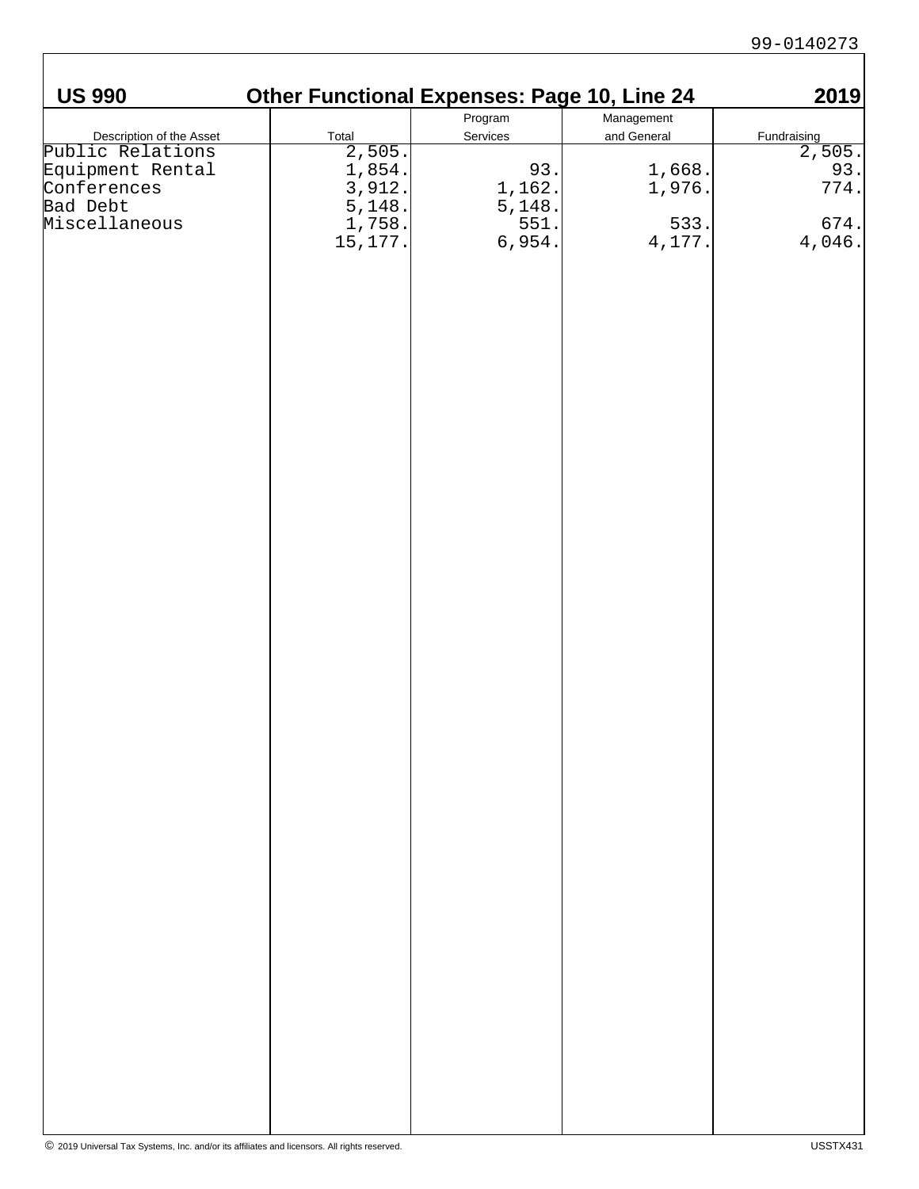99-0140273

## US 990 Other Functional Expenses: Page 10, Line 24 2019

| Description of the Asset | Total | Program Services | Management and General | Fundraising |
|---|---|---|---|---|
| Public Relations | 2,505. | | | 2,505. |
| Equipment Rental | 1,854. | 93. | 1,668. | 93. |
| Conferences | 3,912. | 1,162. | 1,976. | 774. |
| Bad Debt | 5,148. | 5,148. | | |
| Miscellaneous | 1,758. | 551. | 533. | 674. |
| | 15,177. | 6,954. | 4,177. | 4,046. |

© 2019 Universal Tax Systems, Inc. and/or its affiliates and licensors. All rights reserved. USSTX431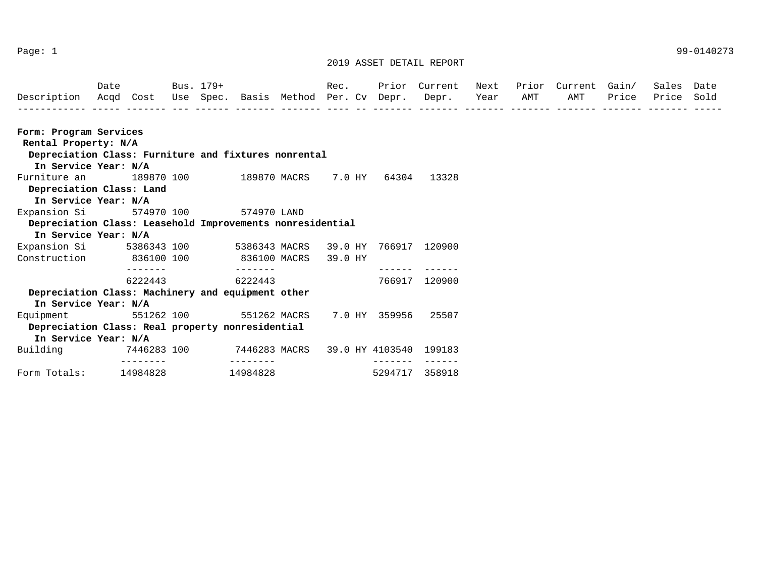2019 ASSET DETAIL REPORT

| Description | Date Acqd | Cost | Bus. Use | 179+ Spec. | Basis | Method | Rec. Per. | Cv | Prior Depr. | Current Depr. | Next Year | Prior AMT | Current AMT | Gain/ Price | Sales Price | Date Sold |
|---|---|---|---|---|---|---|---|---|---|---|---|---|---|---|---|---|
| **Form: Program Services** | | | | | | | | | | | | | | | | |
| **Rental Property: N/A** | | | | | | | | | | | | | | | | |
| **Depreciation Class: Furniture and fixtures nonrental** | | | | | | | | | | | | | | | | |
| **In Service Year: N/A** | | | | | | | | | | | | | | | | |
| Furniture an | | 189870 | 100 | | 189870 | MACRS | 7.0 | HY | 64304 | 13328 | | | | | | |
| **Depreciation Class: Land** | | | | | | | | | | | | | | | | |
| **In Service Year: N/A** | | | | | | | | | | | | | | | | |
| Expansion Si | | 574970 | 100 | | 574970 | LAND | | | | | | | | | | |
| **Depreciation Class: Leasehold Improvements nonresidential** | | | | | | | | | | | | | | | | |
| **In Service Year: N/A** | | | | | | | | | | | | | | | | |
| Expansion Si | | 5386343 | 100 | | 5386343 | MACRS | 39.0 | HY | 766917 | 120900 | | | | | | |
| Construction | | 836100 | 100 | | 836100 | MACRS | 39.0 | HY | | | | | | | | |
| | | 6222443 | | | 6222443 | | | | 766917 | 120900 | | | | | | |
| **Depreciation Class: Machinery and equipment other** | | | | | | | | | | | | | | | | |
| **In Service Year: N/A** | | | | | | | | | | | | | | | | |
| Equipment | | 551262 | 100 | | 551262 | MACRS | 7.0 | HY | 359956 | 25507 | | | | | | |
| **Depreciation Class: Real property nonresidential** | | | | | | | | | | | | | | | | |
| **In Service Year: N/A** | | | | | | | | | | | | | | | | |
| Building | | 7446283 | 100 | | 7446283 | MACRS | 39.0 | HY | 4103540 | 199183 | | | | | | |
| Form Totals: | | 14984828 | | | 14984828 | | | | 5294717 | 358918 | | | | | | |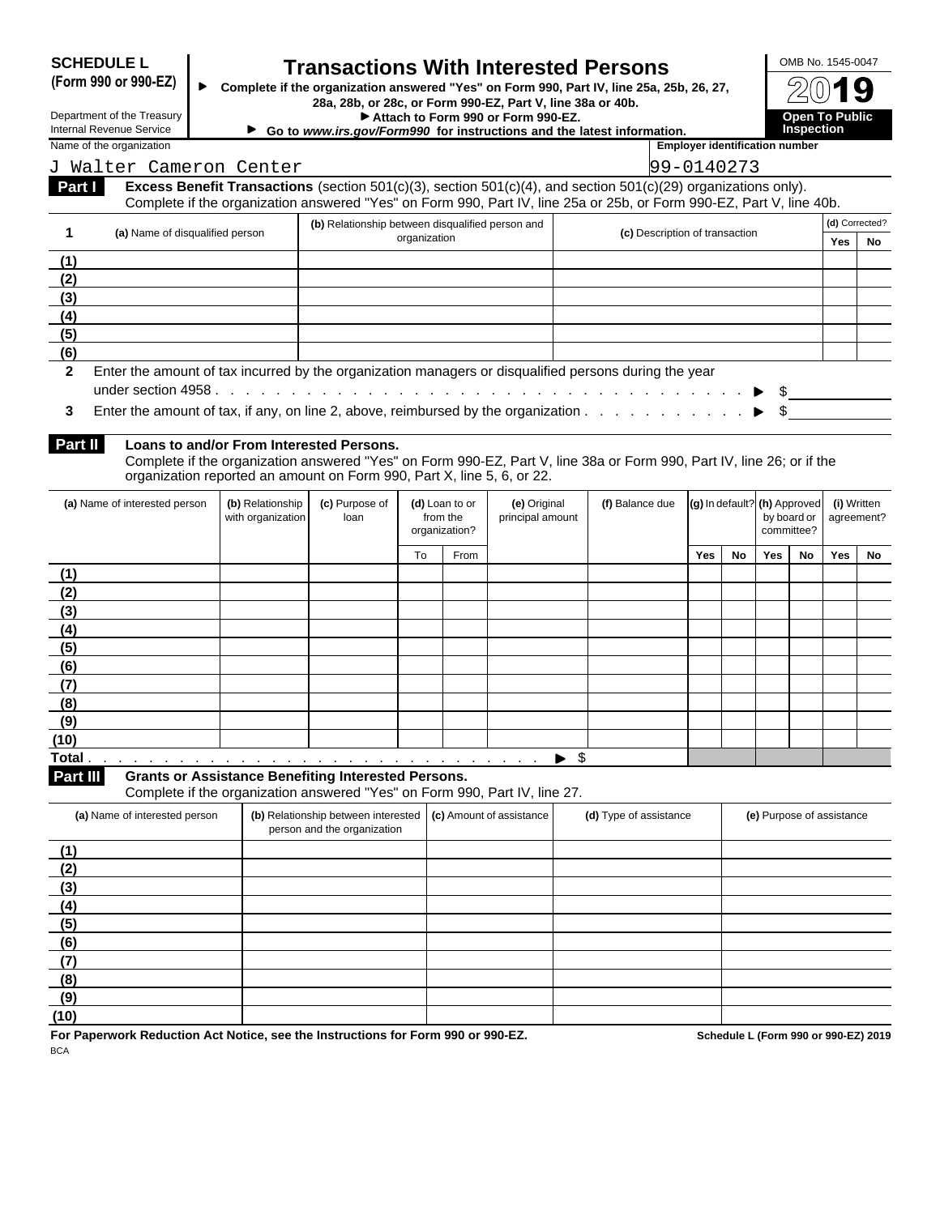**SCHEDULE L (Form 990 or 990-EZ)**

Department of the Treasury
Internal Revenue Service

# Transactions With Interested Persons

▶ Complete if the organization answered "Yes" on Form 990, Part IV, line 25a, 25b, 26, 27, 28a, 28b, or 28c, or Form 990-EZ, Part V, line 38a or 40b.
▶ Attach to Form 990 or Form 990-EZ.
▶ Go to *www.irs.gov/Form990* for instructions and the latest information.

OMB No. 1545-0047

2019

**Open To Public Inspection**

Name of the organization: J Walter Cameron Center

Employer identification number: 99-0140273

**Part I** **Excess Benefit Transactions** (section 501(c)(3), section 501(c)(4), and section 501(c)(29) organizations only).
Complete if the organization answered "Yes" on Form 990, Part IV, line 25a or 25b, or Form 990-EZ, Part V, line 40b.

| 1 | (a) Name of disqualified person | (b) Relationship between disqualified person and organization | (c) Description of transaction | (d) Corrected? Yes | No |
|---|---|---|---|---|---|
| (1) | | | | | |
| (2) | | | | | |
| (3) | | | | | |
| (4) | | | | | |
| (5) | | | | | |
| (6) | | | | | |

**2** Enter the amount of tax incurred by the organization managers or disqualified persons during the year under section 4958 . . . ▶ $

**3** Enter the amount of tax, if any, on line 2, above, reimbursed by the organization . . . ▶ $

**Part II** **Loans to and/or From Interested Persons.**
Complete if the organization answered "Yes" on Form 990-EZ, Part V, line 38a or Form 990, Part IV, line 26; or if the organization reported an amount on Form 990, Part X, line 5, 6, or 22.

| (a) Name of interested person | (b) Relationship with organization | (c) Purpose of loan | (d) Loan to or from the organization? | | (e) Original principal amount | (f) Balance due | (g) In default? | | (h) Approved by board or committee? | | (i) Written agreement? | |
|---|---|---|---|---|---|---|---|---|---|---|---|---|
| | | | To | From | | | Yes | No | Yes | No | Yes | No |
| (1) | | | | | | | | | | | | |
| (2) | | | | | | | | | | | | |
| (3) | | | | | | | | | | | | |
| (4) | | | | | | | | | | | | |
| (5) | | | | | | | | | | | | |
| (6) | | | | | | | | | | | | |
| (7) | | | | | | | | | | | | |
| (8) | | | | | | | | | | | | |
| (9) | | | | | | | | | | | | |
| (10) | | | | | | | | | | | | |
| Total . . . ▶ $ | | | | | | | | | | | | |

**Part III** **Grants or Assistance Benefiting Interested Persons.**
Complete if the organization answered "Yes" on Form 990, Part IV, line 27.

| (a) Name of interested person | (b) Relationship between interested person and the organization | (c) Amount of assistance | (d) Type of assistance | (e) Purpose of assistance |
|---|---|---|---|---|
| (1) | | | | |
| (2) | | | | |
| (3) | | | | |
| (4) | | | | |
| (5) | | | | |
| (6) | | | | |
| (7) | | | | |
| (8) | | | | |
| (9) | | | | |
| (10) | | | | |

**For Paperwork Reduction Act Notice, see the Instructions for Form 990 or 990-EZ.** **Schedule L (Form 990 or 990-EZ) 2019**

BCA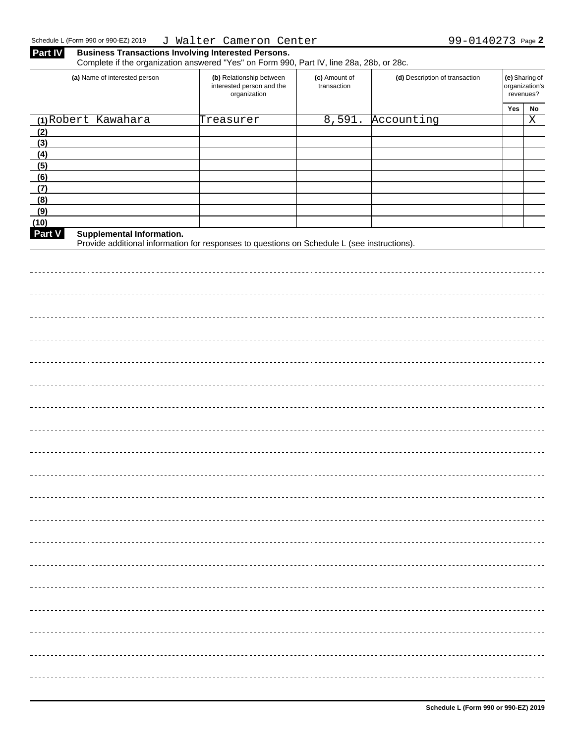Schedule L (Form 990 or 990-EZ) 2019 J Walter Cameron Center 99-0140273 Page **2**

**Part IV** **Business Transactions Involving Interested Persons.**
Complete if the organization answered "Yes" on Form 990, Part IV, line 28a, 28b, or 28c.

| **(a)** Name of interested person | **(b)** Relationship between interested person and the organization | **(c)** Amount of transaction | **(d)** Description of transaction | **(e)** Sharing of organization's revenues? Yes | No |
|---|---|---|---|---|---|
| (1) Robert Kawahara | Treasurer | 8,591. | Accounting | | X |
| (2) | | | | | |
| (3) | | | | | |
| (4) | | | | | |
| (5) | | | | | |
| (6) | | | | | |
| (7) | | | | | |
| (8) | | | | | |
| (9) | | | | | |
| (10) | | | | | |

**Part V** **Supplemental Information.**
Provide additional information for responses to questions on Schedule L (see instructions).

**Schedule L (Form 990 or 990-EZ) 2019**